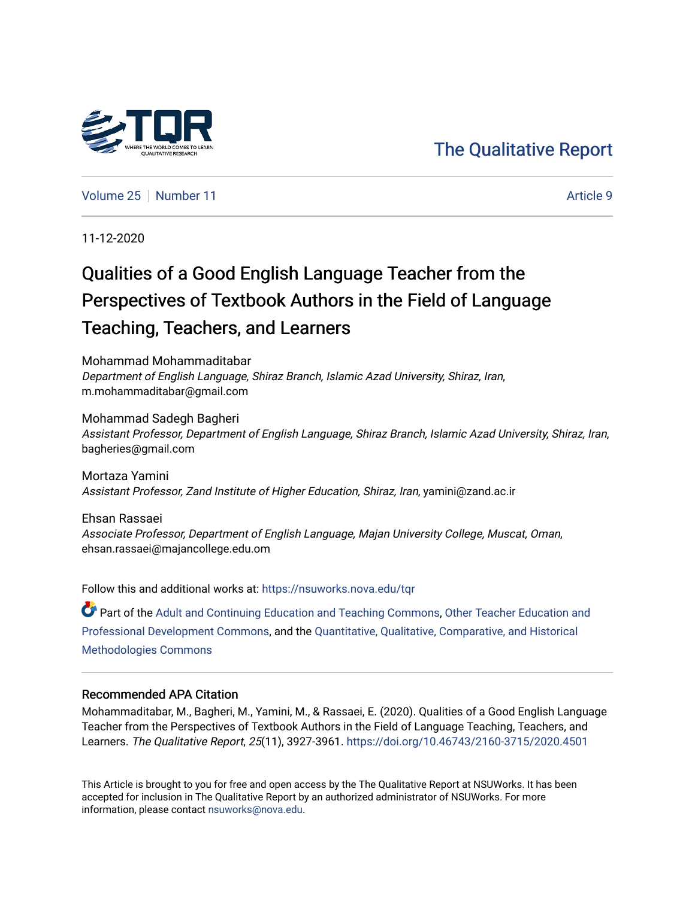The Qualitative Report

Volume 25 | Number 11 | Article 9

11-12-2020

# Qualities of a Good English Language Teacher from the Perspectives of Textbook Authors in the Field of Language Teaching, Teachers, and Learners

Mohammad Mohammaditabar
*Department of English Language, Shiraz Branch, Islamic Azad University, Shiraz, Iran*, m.mohammaditabar@gmail.com

Mohammad Sadegh Bagheri
*Assistant Professor, Department of English Language, Shiraz Branch, Islamic Azad University, Shiraz, Iran*, bagheries@gmail.com

Mortaza Yamini
*Assistant Professor, Zand Institute of Higher Education, Shiraz, Iran*, yamini@zand.ac.ir

Ehsan Rassaei
*Associate Professor, Department of English Language, Majan University College, Muscat, Oman*, ehsan.rassaei@majancollege.edu.om

Follow this and additional works at: https://nsuworks.nova.edu/tqr

Part of the Adult and Continuing Education and Teaching Commons, Other Teacher Education and Professional Development Commons, and the Quantitative, Qualitative, Comparative, and Historical Methodologies Commons

## Recommended APA Citation

Mohammaditabar, M., Bagheri, M., Yamini, M., & Rassaei, E. (2020). Qualities of a Good English Language Teacher from the Perspectives of Textbook Authors in the Field of Language Teaching, Teachers, and Learners. *The Qualitative Report*, *25*(11), 3927-3961. https://doi.org/10.46743/2160-3715/2020.4501

This Article is brought to you for free and open access by the The Qualitative Report at NSUWorks. It has been accepted for inclusion in The Qualitative Report by an authorized administrator of NSUWorks. For more information, please contact nsuworks@nova.edu.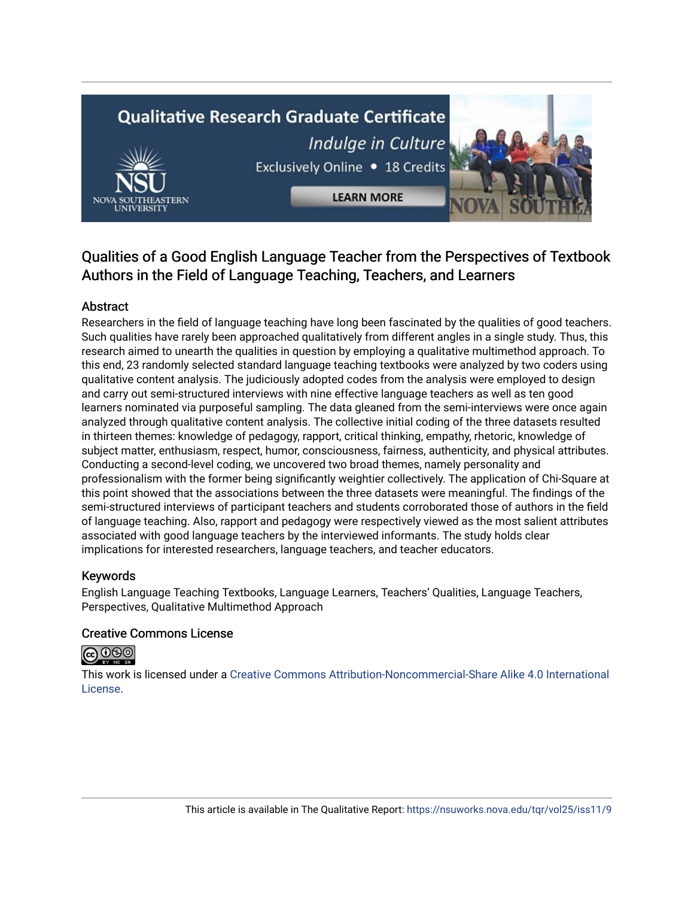Qualitative Research Graduate Certificate

*Indulge in Culture*

Exclusively Online • 18 Credits

LEARN MORE

# Qualities of a Good English Language Teacher from the Perspectives of Textbook Authors in the Field of Language Teaching, Teachers, and Learners

## Abstract

Researchers in the field of language teaching have long been fascinated by the qualities of good teachers. Such qualities have rarely been approached qualitatively from different angles in a single study. Thus, this research aimed to unearth the qualities in question by employing a qualitative multimethod approach. To this end, 23 randomly selected standard language teaching textbooks were analyzed by two coders using qualitative content analysis. The judiciously adopted codes from the analysis were employed to design and carry out semi-structured interviews with nine effective language teachers as well as ten good learners nominated via purposeful sampling. The data gleaned from the semi-interviews were once again analyzed through qualitative content analysis. The collective initial coding of the three datasets resulted in thirteen themes: knowledge of pedagogy, rapport, critical thinking, empathy, rhetoric, knowledge of subject matter, enthusiasm, respect, humor, consciousness, fairness, authenticity, and physical attributes. Conducting a second-level coding, we uncovered two broad themes, namely personality and professionalism with the former being significantly weightier collectively. The application of Chi-Square at this point showed that the associations between the three datasets were meaningful. The findings of the semi-structured interviews of participant teachers and students corroborated those of authors in the field of language teaching. Also, rapport and pedagogy were respectively viewed as the most salient attributes associated with good language teachers by the interviewed informants. The study holds clear implications for interested researchers, language teachers, and teacher educators.

## Keywords

English Language Teaching Textbooks, Language Learners, Teachers' Qualities, Language Teachers, Perspectives, Qualitative Multimethod Approach

## Creative Commons License

This work is licensed under a Creative Commons Attribution-Noncommercial-Share Alike 4.0 International License.

This article is available in The Qualitative Report: https://nsuworks.nova.edu/tqr/vol25/iss11/9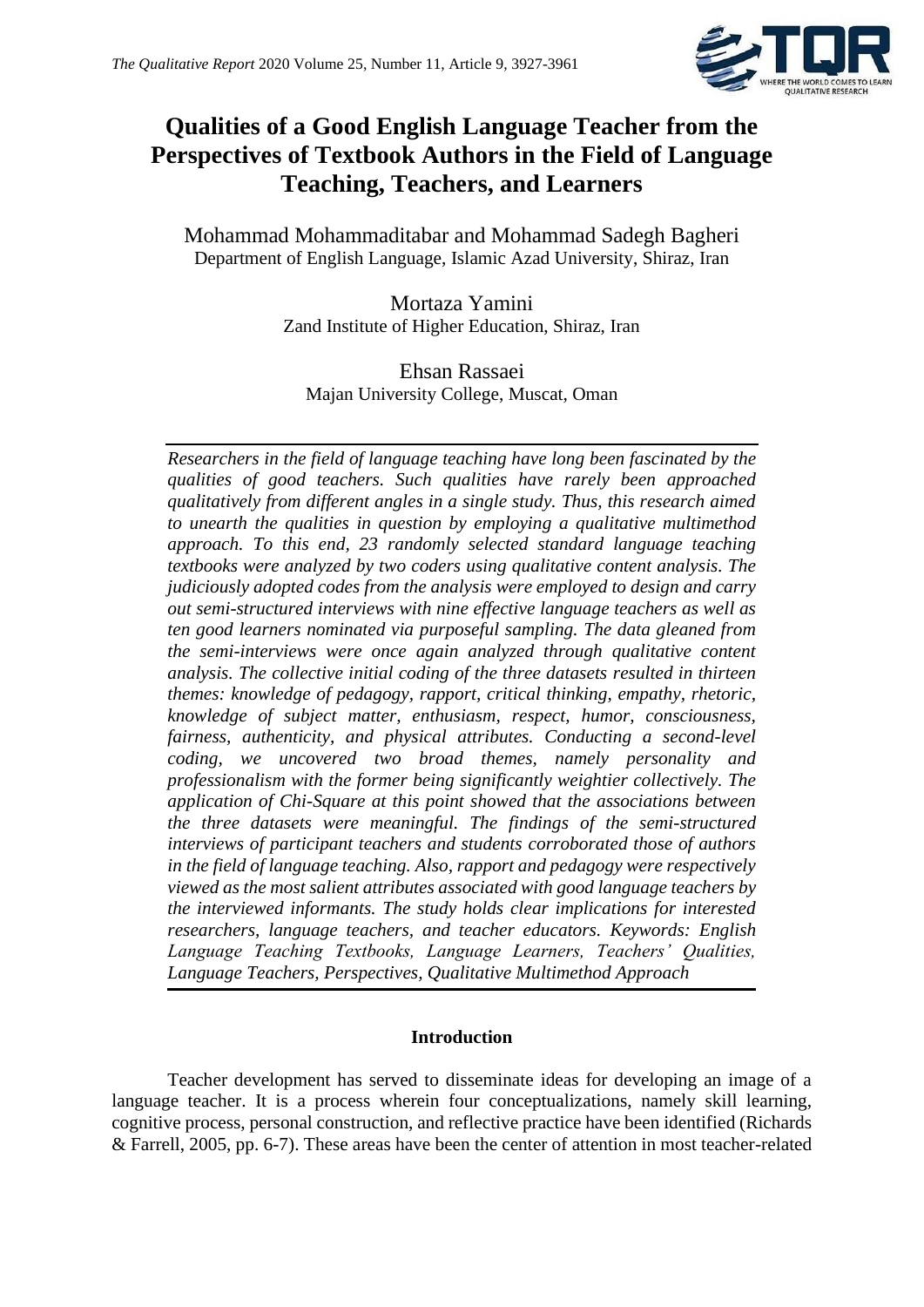# Qualities of a Good English Language Teacher from the Perspectives of Textbook Authors in the Field of Language Teaching, Teachers, and Learners

Mohammad Mohammaditabar and Mohammad Sadegh Bagheri
Department of English Language, Islamic Azad University, Shiraz, Iran

Mortaza Yamini
Zand Institute of Higher Education, Shiraz, Iran

Ehsan Rassaei
Majan University College, Muscat, Oman

*Researchers in the field of language teaching have long been fascinated by the qualities of good teachers. Such qualities have rarely been approached qualitatively from different angles in a single study. Thus, this research aimed to unearth the qualities in question by employing a qualitative multimethod approach. To this end, 23 randomly selected standard language teaching textbooks were analyzed by two coders using qualitative content analysis. The judiciously adopted codes from the analysis were employed to design and carry out semi-structured interviews with nine effective language teachers as well as ten good learners nominated via purposeful sampling. The data gleaned from the semi-interviews were once again analyzed through qualitative content analysis. The collective initial coding of the three datasets resulted in thirteen themes: knowledge of pedagogy, rapport, critical thinking, empathy, rhetoric, knowledge of subject matter, enthusiasm, respect, humor, consciousness, fairness, authenticity, and physical attributes. Conducting a second-level coding, we uncovered two broad themes, namely personality and professionalism with the former being significantly weightier collectively. The application of Chi-Square at this point showed that the associations between the three datasets were meaningful. The findings of the semi-structured interviews of participant teachers and students corroborated those of authors in the field of language teaching. Also, rapport and pedagogy were respectively viewed as the most salient attributes associated with good language teachers by the interviewed informants. The study holds clear implications for interested researchers, language teachers, and teacher educators. Keywords: English Language Teaching Textbooks, Language Learners, Teachers' Qualities, Language Teachers, Perspectives, Qualitative Multimethod Approach*

## Introduction

Teacher development has served to disseminate ideas for developing an image of a language teacher. It is a process wherein four conceptualizations, namely skill learning, cognitive process, personal construction, and reflective practice have been identified (Richards & Farrell, 2005, pp. 6-7). These areas have been the center of attention in most teacher-related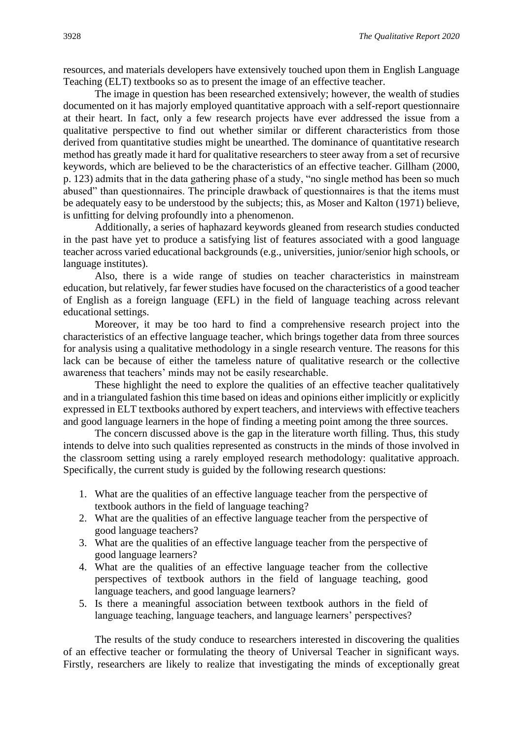resources, and materials developers have extensively touched upon them in English Language Teaching (ELT) textbooks so as to present the image of an effective teacher.

The image in question has been researched extensively; however, the wealth of studies documented on it has majorly employed quantitative approach with a self-report questionnaire at their heart. In fact, only a few research projects have ever addressed the issue from a qualitative perspective to find out whether similar or different characteristics from those derived from quantitative studies might be unearthed. The dominance of quantitative research method has greatly made it hard for qualitative researchers to steer away from a set of recursive keywords, which are believed to be the characteristics of an effective teacher. Gillham (2000, p. 123) admits that in the data gathering phase of a study, "no single method has been so much abused" than questionnaires. The principle drawback of questionnaires is that the items must be adequately easy to be understood by the subjects; this, as Moser and Kalton (1971) believe, is unfitting for delving profoundly into a phenomenon.

Additionally, a series of haphazard keywords gleaned from research studies conducted in the past have yet to produce a satisfying list of features associated with a good language teacher across varied educational backgrounds (e.g., universities, junior/senior high schools, or language institutes).

Also, there is a wide range of studies on teacher characteristics in mainstream education, but relatively, far fewer studies have focused on the characteristics of a good teacher of English as a foreign language (EFL) in the field of language teaching across relevant educational settings.

Moreover, it may be too hard to find a comprehensive research project into the characteristics of an effective language teacher, which brings together data from three sources for analysis using a qualitative methodology in a single research venture. The reasons for this lack can be because of either the tameless nature of qualitative research or the collective awareness that teachers' minds may not be easily researchable.

These highlight the need to explore the qualities of an effective teacher qualitatively and in a triangulated fashion this time based on ideas and opinions either implicitly or explicitly expressed in ELT textbooks authored by expert teachers, and interviews with effective teachers and good language learners in the hope of finding a meeting point among the three sources.

The concern discussed above is the gap in the literature worth filling. Thus, this study intends to delve into such qualities represented as constructs in the minds of those involved in the classroom setting using a rarely employed research methodology: qualitative approach. Specifically, the current study is guided by the following research questions:

1. What are the qualities of an effective language teacher from the perspective of textbook authors in the field of language teaching?
2. What are the qualities of an effective language teacher from the perspective of good language teachers?
3. What are the qualities of an effective language teacher from the perspective of good language learners?
4. What are the qualities of an effective language teacher from the collective perspectives of textbook authors in the field of language teaching, good language teachers, and good language learners?
5. Is there a meaningful association between textbook authors in the field of language teaching, language teachers, and language learners' perspectives?

The results of the study conduce to researchers interested in discovering the qualities of an effective teacher or formulating the theory of Universal Teacher in significant ways. Firstly, researchers are likely to realize that investigating the minds of exceptionally great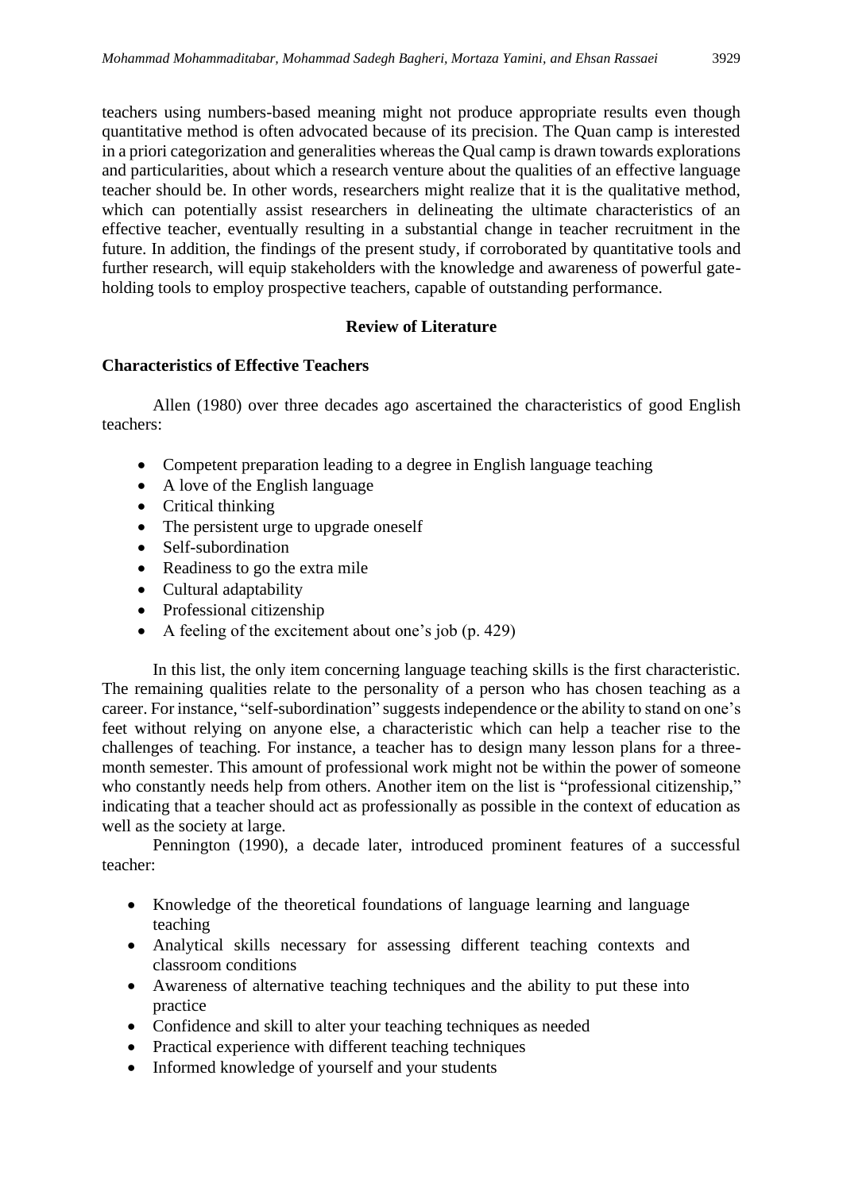teachers using numbers-based meaning might not produce appropriate results even though quantitative method is often advocated because of its precision. The Quan camp is interested in a priori categorization and generalities whereas the Qual camp is drawn towards explorations and particularities, about which a research venture about the qualities of an effective language teacher should be. In other words, researchers might realize that it is the qualitative method, which can potentially assist researchers in delineating the ultimate characteristics of an effective teacher, eventually resulting in a substantial change in teacher recruitment in the future. In addition, the findings of the present study, if corroborated by quantitative tools and further research, will equip stakeholders with the knowledge and awareness of powerful gate-holding tools to employ prospective teachers, capable of outstanding performance.

## Review of Literature

### Characteristics of Effective Teachers

Allen (1980) over three decades ago ascertained the characteristics of good English teachers:

- Competent preparation leading to a degree in English language teaching
- A love of the English language
- Critical thinking
- The persistent urge to upgrade oneself
- Self-subordination
- Readiness to go the extra mile
- Cultural adaptability
- Professional citizenship
- A feeling of the excitement about one's job (p. 429)

In this list, the only item concerning language teaching skills is the first characteristic. The remaining qualities relate to the personality of a person who has chosen teaching as a career. For instance, "self-subordination" suggests independence or the ability to stand on one's feet without relying on anyone else, a characteristic which can help a teacher rise to the challenges of teaching. For instance, a teacher has to design many lesson plans for a three-month semester. This amount of professional work might not be within the power of someone who constantly needs help from others. Another item on the list is "professional citizenship," indicating that a teacher should act as professionally as possible in the context of education as well as the society at large.

Pennington (1990), a decade later, introduced prominent features of a successful teacher:

- Knowledge of the theoretical foundations of language learning and language teaching
- Analytical skills necessary for assessing different teaching contexts and classroom conditions
- Awareness of alternative teaching techniques and the ability to put these into practice
- Confidence and skill to alter your teaching techniques as needed
- Practical experience with different teaching techniques
- Informed knowledge of yourself and your students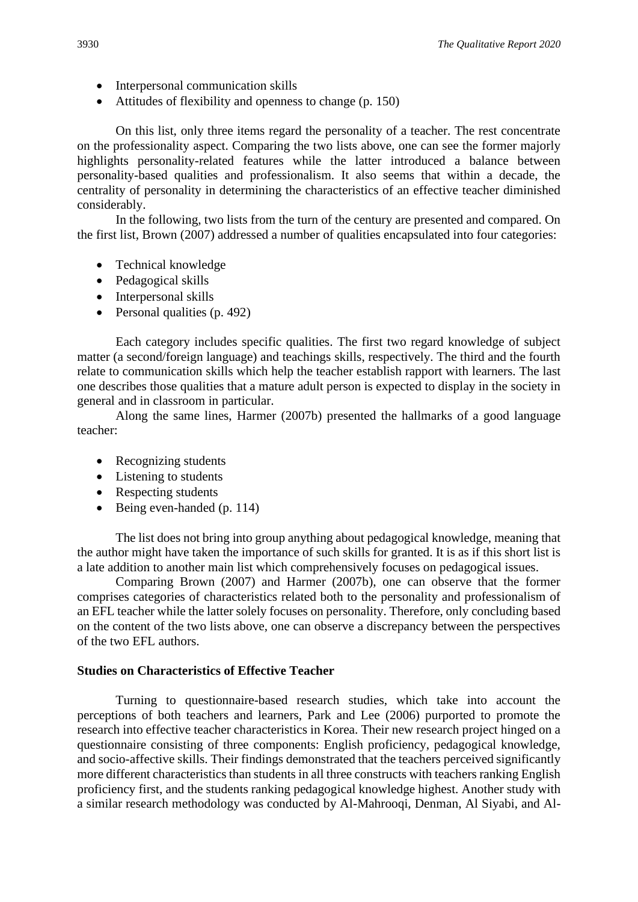- Interpersonal communication skills
- Attitudes of flexibility and openness to change (p. 150)

On this list, only three items regard the personality of a teacher. The rest concentrate on the professionality aspect. Comparing the two lists above, one can see the former majorly highlights personality-related features while the latter introduced a balance between personality-based qualities and professionalism. It also seems that within a decade, the centrality of personality in determining the characteristics of an effective teacher diminished considerably.

In the following, two lists from the turn of the century are presented and compared. On the first list, Brown (2007) addressed a number of qualities encapsulated into four categories:

- Technical knowledge
- Pedagogical skills
- Interpersonal skills
- Personal qualities (p. 492)

Each category includes specific qualities. The first two regard knowledge of subject matter (a second/foreign language) and teachings skills, respectively. The third and the fourth relate to communication skills which help the teacher establish rapport with learners. The last one describes those qualities that a mature adult person is expected to display in the society in general and in classroom in particular.

Along the same lines, Harmer (2007b) presented the hallmarks of a good language teacher:

- Recognizing students
- Listening to students
- Respecting students
- Being even-handed (p. 114)

The list does not bring into group anything about pedagogical knowledge, meaning that the author might have taken the importance of such skills for granted. It is as if this short list is a late addition to another main list which comprehensively focuses on pedagogical issues.

Comparing Brown (2007) and Harmer (2007b), one can observe that the former comprises categories of characteristics related both to the personality and professionalism of an EFL teacher while the latter solely focuses on personality. Therefore, only concluding based on the content of the two lists above, one can observe a discrepancy between the perspectives of the two EFL authors.

### Studies on Characteristics of Effective Teacher

Turning to questionnaire-based research studies, which take into account the perceptions of both teachers and learners, Park and Lee (2006) purported to promote the research into effective teacher characteristics in Korea. Their new research project hinged on a questionnaire consisting of three components: English proficiency, pedagogical knowledge, and socio-affective skills. Their findings demonstrated that the teachers perceived significantly more different characteristics than students in all three constructs with teachers ranking English proficiency first, and the students ranking pedagogical knowledge highest. Another study with a similar research methodology was conducted by Al-Mahrooqi, Denman, Al Siyabi, and Al-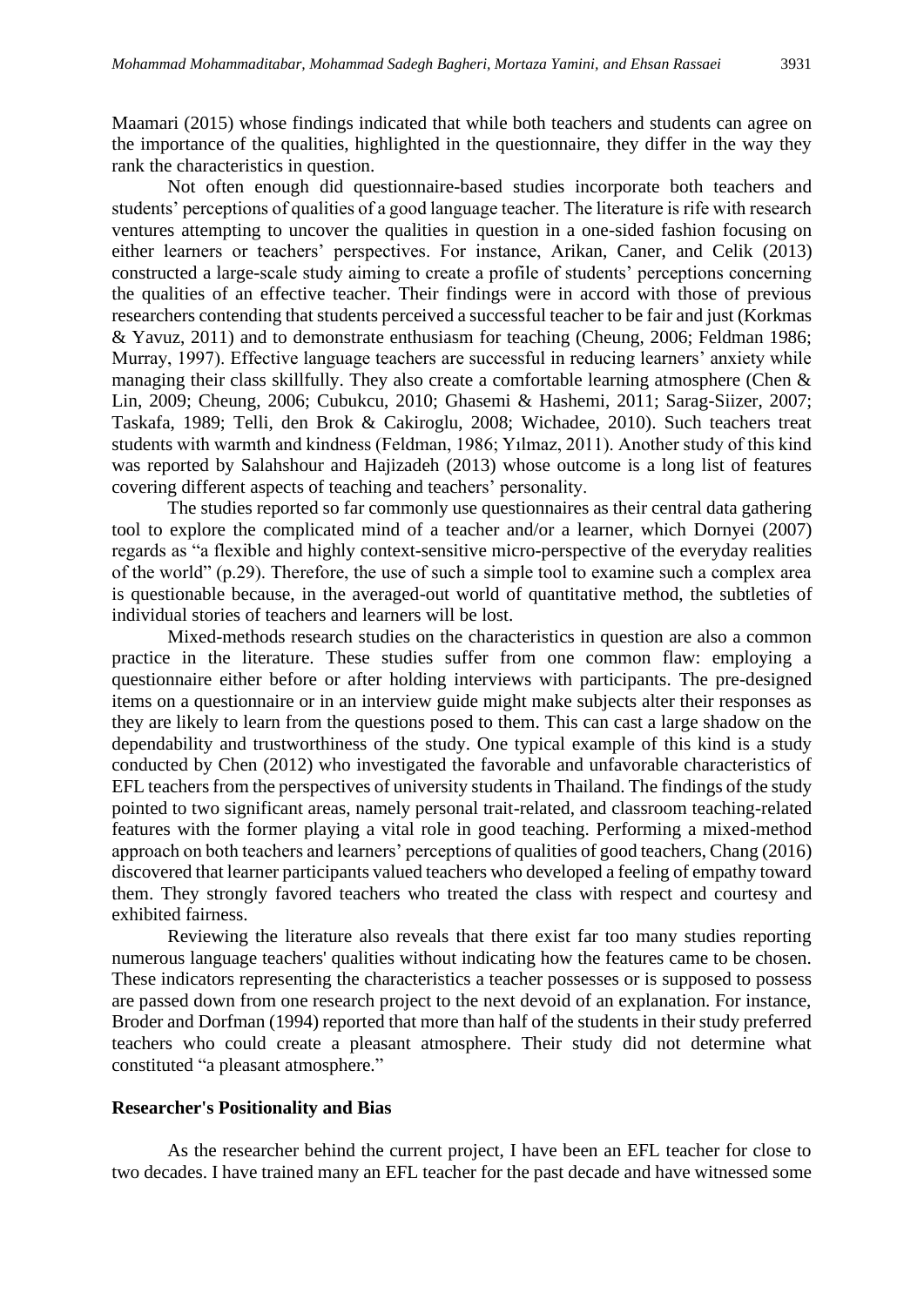Maamari (2015) whose findings indicated that while both teachers and students can agree on the importance of the qualities, highlighted in the questionnaire, they differ in the way they rank the characteristics in question.

Not often enough did questionnaire-based studies incorporate both teachers and students' perceptions of qualities of a good language teacher. The literature is rife with research ventures attempting to uncover the qualities in question in a one-sided fashion focusing on either learners or teachers' perspectives. For instance, Arikan, Caner, and Celik (2013) constructed a large-scale study aiming to create a profile of students' perceptions concerning the qualities of an effective teacher. Their findings were in accord with those of previous researchers contending that students perceived a successful teacher to be fair and just (Korkmas & Yavuz, 2011) and to demonstrate enthusiasm for teaching (Cheung, 2006; Feldman 1986; Murray, 1997). Effective language teachers are successful in reducing learners' anxiety while managing their class skillfully. They also create a comfortable learning atmosphere (Chen & Lin, 2009; Cheung, 2006; Cubukcu, 2010; Ghasemi & Hashemi, 2011; Sarag-Siizer, 2007; Taskafa, 1989; Telli, den Brok & Cakiroglu, 2008; Wichadee, 2010). Such teachers treat students with warmth and kindness (Feldman, 1986; Yılmaz, 2011). Another study of this kind was reported by Salahshour and Hajizadeh (2013) whose outcome is a long list of features covering different aspects of teaching and teachers' personality.

The studies reported so far commonly use questionnaires as their central data gathering tool to explore the complicated mind of a teacher and/or a learner, which Dornyei (2007) regards as "a flexible and highly context-sensitive micro-perspective of the everyday realities of the world" (p.29). Therefore, the use of such a simple tool to examine such a complex area is questionable because, in the averaged-out world of quantitative method, the subtleties of individual stories of teachers and learners will be lost.

Mixed-methods research studies on the characteristics in question are also a common practice in the literature. These studies suffer from one common flaw: employing a questionnaire either before or after holding interviews with participants. The pre-designed items on a questionnaire or in an interview guide might make subjects alter their responses as they are likely to learn from the questions posed to them. This can cast a large shadow on the dependability and trustworthiness of the study. One typical example of this kind is a study conducted by Chen (2012) who investigated the favorable and unfavorable characteristics of EFL teachers from the perspectives of university students in Thailand. The findings of the study pointed to two significant areas, namely personal trait-related, and classroom teaching-related features with the former playing a vital role in good teaching. Performing a mixed-method approach on both teachers and learners' perceptions of qualities of good teachers, Chang (2016) discovered that learner participants valued teachers who developed a feeling of empathy toward them. They strongly favored teachers who treated the class with respect and courtesy and exhibited fairness.

Reviewing the literature also reveals that there exist far too many studies reporting numerous language teachers' qualities without indicating how the features came to be chosen. These indicators representing the characteristics a teacher possesses or is supposed to possess are passed down from one research project to the next devoid of an explanation. For instance, Broder and Dorfman (1994) reported that more than half of the students in their study preferred teachers who could create a pleasant atmosphere. Their study did not determine what constituted "a pleasant atmosphere."

**Researcher's Positionality and Bias**

As the researcher behind the current project, I have been an EFL teacher for close to two decades. I have trained many an EFL teacher for the past decade and have witnessed some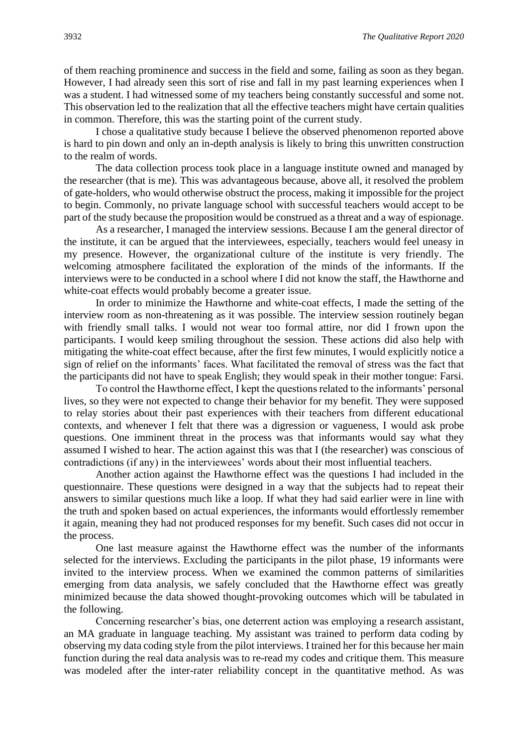of them reaching prominence and success in the field and some, failing as soon as they began. However, I had already seen this sort of rise and fall in my past learning experiences when I was a student. I had witnessed some of my teachers being constantly successful and some not. This observation led to the realization that all the effective teachers might have certain qualities in common. Therefore, this was the starting point of the current study.

I chose a qualitative study because I believe the observed phenomenon reported above is hard to pin down and only an in-depth analysis is likely to bring this unwritten construction to the realm of words.

The data collection process took place in a language institute owned and managed by the researcher (that is me). This was advantageous because, above all, it resolved the problem of gate-holders, who would otherwise obstruct the process, making it impossible for the project to begin. Commonly, no private language school with successful teachers would accept to be part of the study because the proposition would be construed as a threat and a way of espionage.

As a researcher, I managed the interview sessions. Because I am the general director of the institute, it can be argued that the interviewees, especially, teachers would feel uneasy in my presence. However, the organizational culture of the institute is very friendly. The welcoming atmosphere facilitated the exploration of the minds of the informants. If the interviews were to be conducted in a school where I did not know the staff, the Hawthorne and white-coat effects would probably become a greater issue.

In order to minimize the Hawthorne and white-coat effects, I made the setting of the interview room as non-threatening as it was possible. The interview session routinely began with friendly small talks. I would not wear too formal attire, nor did I frown upon the participants. I would keep smiling throughout the session. These actions did also help with mitigating the white-coat effect because, after the first few minutes, I would explicitly notice a sign of relief on the informants' faces. What facilitated the removal of stress was the fact that the participants did not have to speak English; they would speak in their mother tongue: Farsi.

To control the Hawthorne effect, I kept the questions related to the informants' personal lives, so they were not expected to change their behavior for my benefit. They were supposed to relay stories about their past experiences with their teachers from different educational contexts, and whenever I felt that there was a digression or vagueness, I would ask probe questions. One imminent threat in the process was that informants would say what they assumed I wished to hear. The action against this was that I (the researcher) was conscious of contradictions (if any) in the interviewees' words about their most influential teachers.

Another action against the Hawthorne effect was the questions I had included in the questionnaire. These questions were designed in a way that the subjects had to repeat their answers to similar questions much like a loop. If what they had said earlier were in line with the truth and spoken based on actual experiences, the informants would effortlessly remember it again, meaning they had not produced responses for my benefit. Such cases did not occur in the process.

One last measure against the Hawthorne effect was the number of the informants selected for the interviews. Excluding the participants in the pilot phase, 19 informants were invited to the interview process. When we examined the common patterns of similarities emerging from data analysis, we safely concluded that the Hawthorne effect was greatly minimized because the data showed thought-provoking outcomes which will be tabulated in the following.

Concerning researcher's bias, one deterrent action was employing a research assistant, an MA graduate in language teaching. My assistant was trained to perform data coding by observing my data coding style from the pilot interviews. I trained her for this because her main function during the real data analysis was to re-read my codes and critique them. This measure was modeled after the inter-rater reliability concept in the quantitative method. As was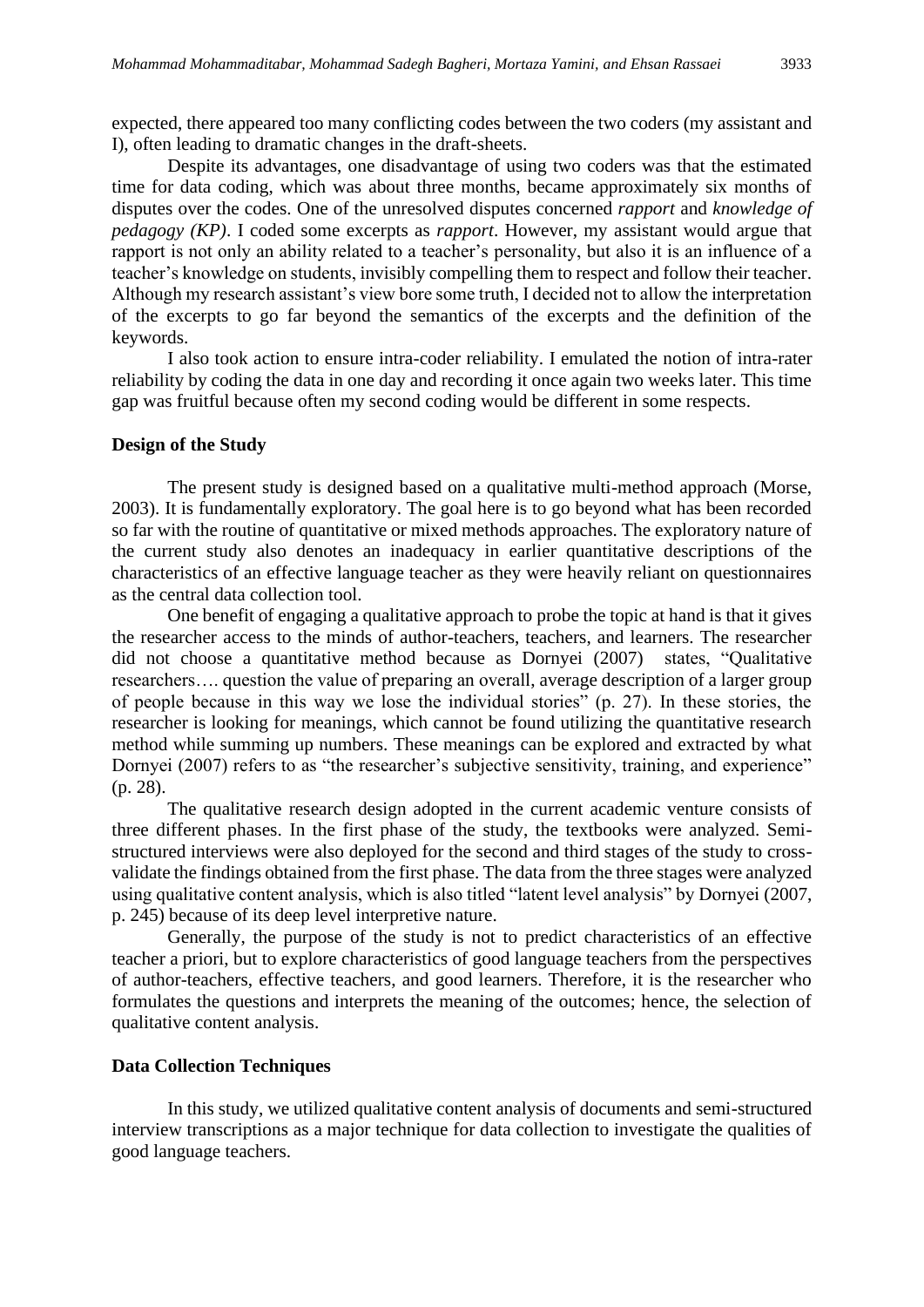expected, there appeared too many conflicting codes between the two coders (my assistant and I), often leading to dramatic changes in the draft-sheets.

Despite its advantages, one disadvantage of using two coders was that the estimated time for data coding, which was about three months, became approximately six months of disputes over the codes. One of the unresolved disputes concerned *rapport* and *knowledge of pedagogy (KP)*. I coded some excerpts as *rapport*. However, my assistant would argue that rapport is not only an ability related to a teacher's personality, but also it is an influence of a teacher's knowledge on students, invisibly compelling them to respect and follow their teacher. Although my research assistant's view bore some truth, I decided not to allow the interpretation of the excerpts to go far beyond the semantics of the excerpts and the definition of the keywords.

I also took action to ensure intra-coder reliability. I emulated the notion of intra-rater reliability by coding the data in one day and recording it once again two weeks later. This time gap was fruitful because often my second coding would be different in some respects.

### Design of the Study

The present study is designed based on a qualitative multi-method approach (Morse, 2003). It is fundamentally exploratory. The goal here is to go beyond what has been recorded so far with the routine of quantitative or mixed methods approaches. The exploratory nature of the current study also denotes an inadequacy in earlier quantitative descriptions of the characteristics of an effective language teacher as they were heavily reliant on questionnaires as the central data collection tool.

One benefit of engaging a qualitative approach to probe the topic at hand is that it gives the researcher access to the minds of author-teachers, teachers, and learners. The researcher did not choose a quantitative method because as Dornyei (2007) states, "Qualitative researchers…. question the value of preparing an overall, average description of a larger group of people because in this way we lose the individual stories" (p. 27). In these stories, the researcher is looking for meanings, which cannot be found utilizing the quantitative research method while summing up numbers. These meanings can be explored and extracted by what Dornyei (2007) refers to as "the researcher's subjective sensitivity, training, and experience" (p. 28).

The qualitative research design adopted in the current academic venture consists of three different phases. In the first phase of the study, the textbooks were analyzed. Semi-structured interviews were also deployed for the second and third stages of the study to cross-validate the findings obtained from the first phase. The data from the three stages were analyzed using qualitative content analysis, which is also titled "latent level analysis" by Dornyei (2007, p. 245) because of its deep level interpretive nature.

Generally, the purpose of the study is not to predict characteristics of an effective teacher a priori, but to explore characteristics of good language teachers from the perspectives of author-teachers, effective teachers, and good learners. Therefore, it is the researcher who formulates the questions and interprets the meaning of the outcomes; hence, the selection of qualitative content analysis.

### Data Collection Techniques

In this study, we utilized qualitative content analysis of documents and semi-structured interview transcriptions as a major technique for data collection to investigate the qualities of good language teachers.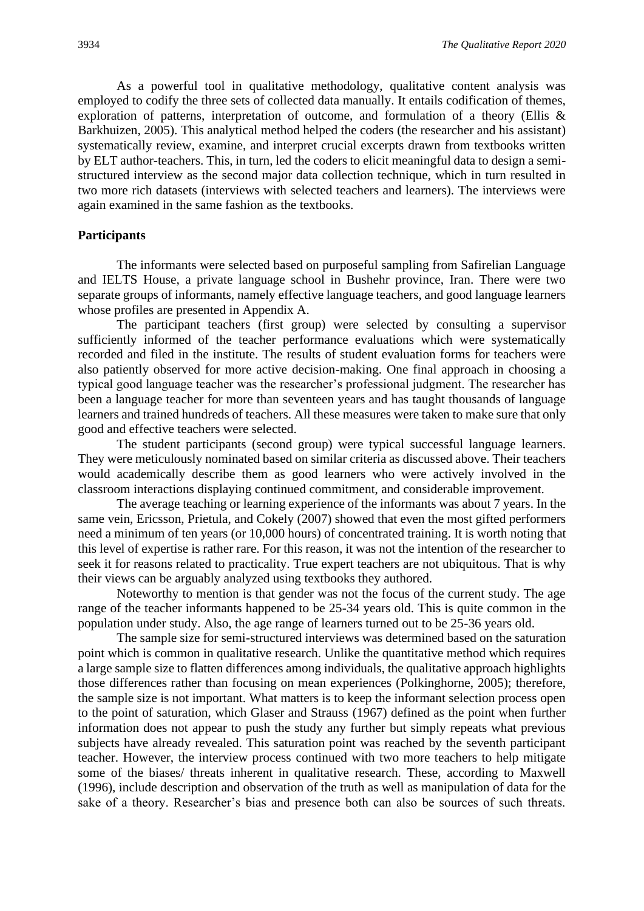As a powerful tool in qualitative methodology, qualitative content analysis was employed to codify the three sets of collected data manually. It entails codification of themes, exploration of patterns, interpretation of outcome, and formulation of a theory (Ellis & Barkhuizen, 2005). This analytical method helped the coders (the researcher and his assistant) systematically review, examine, and interpret crucial excerpts drawn from textbooks written by ELT author-teachers. This, in turn, led the coders to elicit meaningful data to design a semi-structured interview as the second major data collection technique, which in turn resulted in two more rich datasets (interviews with selected teachers and learners). The interviews were again examined in the same fashion as the textbooks.

**Participants**

The informants were selected based on purposeful sampling from Safirelian Language and IELTS House, a private language school in Bushehr province, Iran. There were two separate groups of informants, namely effective language teachers, and good language learners whose profiles are presented in Appendix A.

The participant teachers (first group) were selected by consulting a supervisor sufficiently informed of the teacher performance evaluations which were systematically recorded and filed in the institute. The results of student evaluation forms for teachers were also patiently observed for more active decision-making. One final approach in choosing a typical good language teacher was the researcher's professional judgment. The researcher has been a language teacher for more than seventeen years and has taught thousands of language learners and trained hundreds of teachers. All these measures were taken to make sure that only good and effective teachers were selected.

The student participants (second group) were typical successful language learners. They were meticulously nominated based on similar criteria as discussed above. Their teachers would academically describe them as good learners who were actively involved in the classroom interactions displaying continued commitment, and considerable improvement.

The average teaching or learning experience of the informants was about 7 years. In the same vein, Ericsson, Prietula, and Cokely (2007) showed that even the most gifted performers need a minimum of ten years (or 10,000 hours) of concentrated training. It is worth noting that this level of expertise is rather rare. For this reason, it was not the intention of the researcher to seek it for reasons related to practicality. True expert teachers are not ubiquitous. That is why their views can be arguably analyzed using textbooks they authored.

Noteworthy to mention is that gender was not the focus of the current study. The age range of the teacher informants happened to be 25-34 years old. This is quite common in the population under study. Also, the age range of learners turned out to be 25-36 years old.

The sample size for semi-structured interviews was determined based on the saturation point which is common in qualitative research. Unlike the quantitative method which requires a large sample size to flatten differences among individuals, the qualitative approach highlights those differences rather than focusing on mean experiences (Polkinghorne, 2005); therefore, the sample size is not important. What matters is to keep the informant selection process open to the point of saturation, which Glaser and Strauss (1967) defined as the point when further information does not appear to push the study any further but simply repeats what previous subjects have already revealed. This saturation point was reached by the seventh participant teacher. However, the interview process continued with two more teachers to help mitigate some of the biases/ threats inherent in qualitative research. These, according to Maxwell (1996), include description and observation of the truth as well as manipulation of data for the sake of a theory. Researcher's bias and presence both can also be sources of such threats.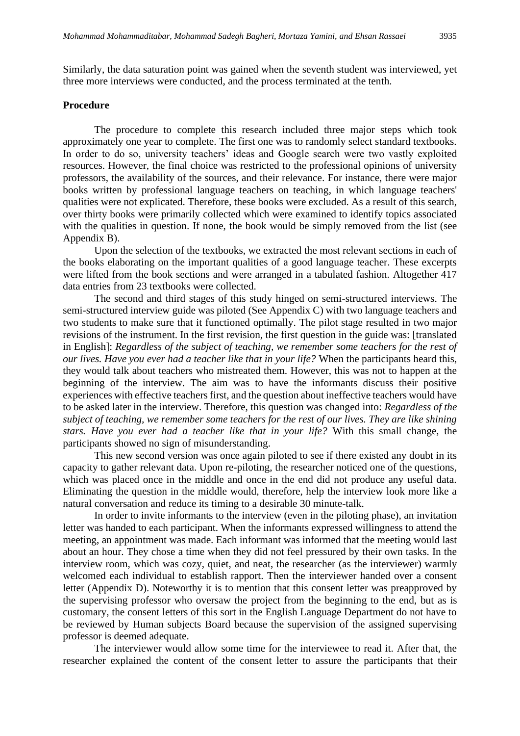Similarly, the data saturation point was gained when the seventh student was interviewed, yet three more interviews were conducted, and the process terminated at the tenth.

**Procedure**

The procedure to complete this research included three major steps which took approximately one year to complete. The first one was to randomly select standard textbooks. In order to do so, university teachers' ideas and Google search were two vastly exploited resources. However, the final choice was restricted to the professional opinions of university professors, the availability of the sources, and their relevance. For instance, there were major books written by professional language teachers on teaching, in which language teachers' qualities were not explicated. Therefore, these books were excluded. As a result of this search, over thirty books were primarily collected which were examined to identify topics associated with the qualities in question. If none, the book would be simply removed from the list (see Appendix B).

Upon the selection of the textbooks, we extracted the most relevant sections in each of the books elaborating on the important qualities of a good language teacher. These excerpts were lifted from the book sections and were arranged in a tabulated fashion. Altogether 417 data entries from 23 textbooks were collected.

The second and third stages of this study hinged on semi-structured interviews. The semi-structured interview guide was piloted (See Appendix C) with two language teachers and two students to make sure that it functioned optimally. The pilot stage resulted in two major revisions of the instrument. In the first revision, the first question in the guide was: [translated in English]: *Regardless of the subject of teaching, we remember some teachers for the rest of our lives. Have you ever had a teacher like that in your life?* When the participants heard this, they would talk about teachers who mistreated them. However, this was not to happen at the beginning of the interview. The aim was to have the informants discuss their positive experiences with effective teachers first, and the question about ineffective teachers would have to be asked later in the interview. Therefore, this question was changed into: *Regardless of the subject of teaching, we remember some teachers for the rest of our lives. They are like shining stars. Have you ever had a teacher like that in your life?* With this small change, the participants showed no sign of misunderstanding.

This new second version was once again piloted to see if there existed any doubt in its capacity to gather relevant data. Upon re-piloting, the researcher noticed one of the questions, which was placed once in the middle and once in the end did not produce any useful data. Eliminating the question in the middle would, therefore, help the interview look more like a natural conversation and reduce its timing to a desirable 30 minute-talk.

In order to invite informants to the interview (even in the piloting phase), an invitation letter was handed to each participant. When the informants expressed willingness to attend the meeting, an appointment was made. Each informant was informed that the meeting would last about an hour. They chose a time when they did not feel pressured by their own tasks. In the interview room, which was cozy, quiet, and neat, the researcher (as the interviewer) warmly welcomed each individual to establish rapport. Then the interviewer handed over a consent letter (Appendix D). Noteworthy it is to mention that this consent letter was preapproved by the supervising professor who oversaw the project from the beginning to the end, but as is customary, the consent letters of this sort in the English Language Department do not have to be reviewed by Human subjects Board because the supervision of the assigned supervising professor is deemed adequate.

The interviewer would allow some time for the interviewee to read it. After that, the researcher explained the content of the consent letter to assure the participants that their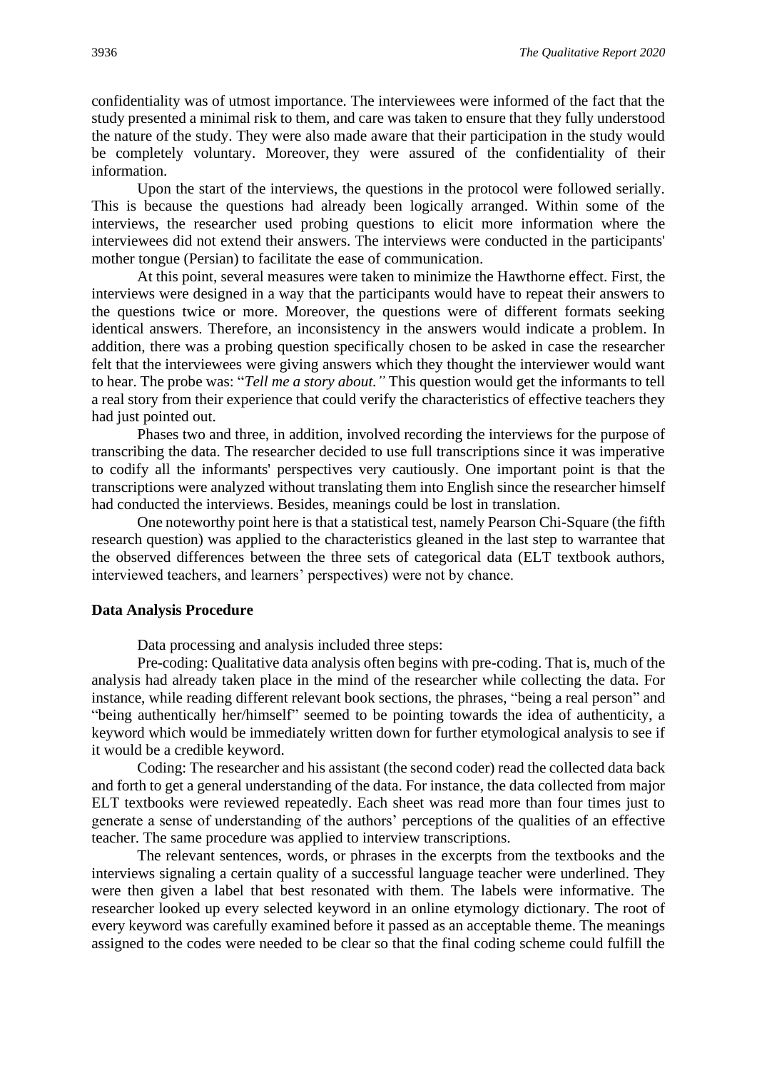confidentiality was of utmost importance. The interviewees were informed of the fact that the study presented a minimal risk to them, and care was taken to ensure that they fully understood the nature of the study. They were also made aware that their participation in the study would be completely voluntary. Moreover, they were assured of the confidentiality of their information.

Upon the start of the interviews, the questions in the protocol were followed serially. This is because the questions had already been logically arranged. Within some of the interviews, the researcher used probing questions to elicit more information where the interviewees did not extend their answers. The interviews were conducted in the participants' mother tongue (Persian) to facilitate the ease of communication.

At this point, several measures were taken to minimize the Hawthorne effect. First, the interviews were designed in a way that the participants would have to repeat their answers to the questions twice or more. Moreover, the questions were of different formats seeking identical answers. Therefore, an inconsistency in the answers would indicate a problem. In addition, there was a probing question specifically chosen to be asked in case the researcher felt that the interviewees were giving answers which they thought the interviewer would want to hear. The probe was: "*Tell me a story about."* This question would get the informants to tell a real story from their experience that could verify the characteristics of effective teachers they had just pointed out.

Phases two and three, in addition, involved recording the interviews for the purpose of transcribing the data. The researcher decided to use full transcriptions since it was imperative to codify all the informants' perspectives very cautiously. One important point is that the transcriptions were analyzed without translating them into English since the researcher himself had conducted the interviews. Besides, meanings could be lost in translation.

One noteworthy point here is that a statistical test, namely Pearson Chi-Square (the fifth research question) was applied to the characteristics gleaned in the last step to warrantee that the observed differences between the three sets of categorical data (ELT textbook authors, interviewed teachers, and learners' perspectives) were not by chance.

**Data Analysis Procedure**

Data processing and analysis included three steps:

Pre-coding: Qualitative data analysis often begins with pre-coding. That is, much of the analysis had already taken place in the mind of the researcher while collecting the data. For instance, while reading different relevant book sections, the phrases, "being a real person" and "being authentically her/himself" seemed to be pointing towards the idea of authenticity, a keyword which would be immediately written down for further etymological analysis to see if it would be a credible keyword.

Coding: The researcher and his assistant (the second coder) read the collected data back and forth to get a general understanding of the data. For instance, the data collected from major ELT textbooks were reviewed repeatedly. Each sheet was read more than four times just to generate a sense of understanding of the authors' perceptions of the qualities of an effective teacher. The same procedure was applied to interview transcriptions.

The relevant sentences, words, or phrases in the excerpts from the textbooks and the interviews signaling a certain quality of a successful language teacher were underlined. They were then given a label that best resonated with them. The labels were informative. The researcher looked up every selected keyword in an online etymology dictionary. The root of every keyword was carefully examined before it passed as an acceptable theme. The meanings assigned to the codes were needed to be clear so that the final coding scheme could fulfill the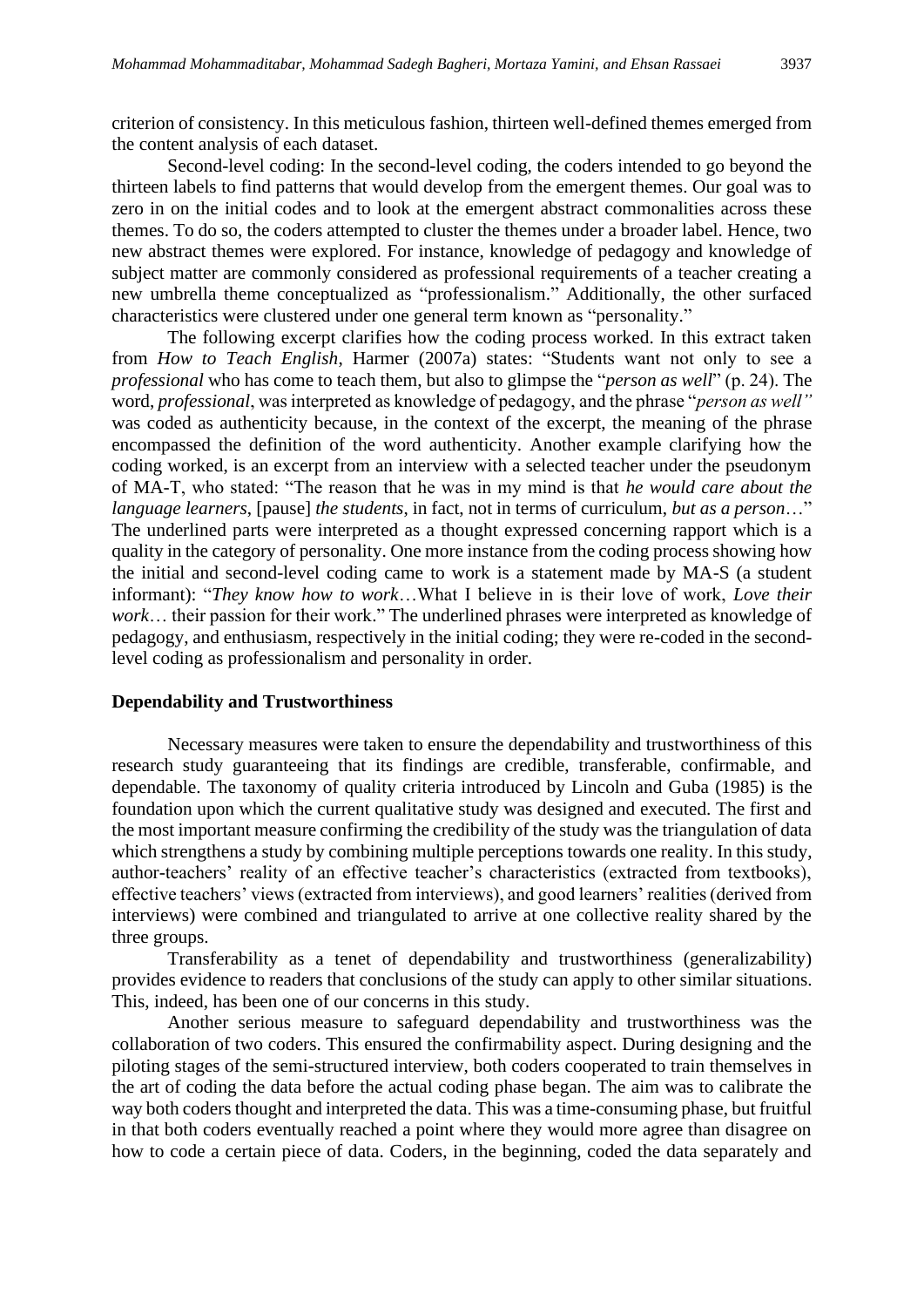criterion of consistency. In this meticulous fashion, thirteen well-defined themes emerged from the content analysis of each dataset.

Second-level coding: In the second-level coding, the coders intended to go beyond the thirteen labels to find patterns that would develop from the emergent themes. Our goal was to zero in on the initial codes and to look at the emergent abstract commonalities across these themes. To do so, the coders attempted to cluster the themes under a broader label. Hence, two new abstract themes were explored. For instance, knowledge of pedagogy and knowledge of subject matter are commonly considered as professional requirements of a teacher creating a new umbrella theme conceptualized as "professionalism." Additionally, the other surfaced characteristics were clustered under one general term known as "personality."

The following excerpt clarifies how the coding process worked. In this extract taken from *How to Teach English*, Harmer (2007a) states: "Students want not only to see a *professional* who has come to teach them, but also to glimpse the "*person as well*" (p. 24). The word, *professional*, was interpreted as knowledge of pedagogy, and the phrase "*person as well"* was coded as authenticity because, in the context of the excerpt, the meaning of the phrase encompassed the definition of the word authenticity. Another example clarifying how the coding worked, is an excerpt from an interview with a selected teacher under the pseudonym of MA-T, who stated: "The reason that he was in my mind is that *he would care about the language learners*, [pause] *the students*, in fact, not in terms of curriculum, *but as a person*…" The underlined parts were interpreted as a thought expressed concerning rapport which is a quality in the category of personality. One more instance from the coding process showing how the initial and second-level coding came to work is a statement made by MA-S (a student informant): "*They know how to work*…What I believe in is their love of work, *Love their work*… their passion for their work." The underlined phrases were interpreted as knowledge of pedagogy, and enthusiasm, respectively in the initial coding; they were re-coded in the second-level coding as professionalism and personality in order.

**Dependability and Trustworthiness**

Necessary measures were taken to ensure the dependability and trustworthiness of this research study guaranteeing that its findings are credible, transferable, confirmable, and dependable. The taxonomy of quality criteria introduced by Lincoln and Guba (1985) is the foundation upon which the current qualitative study was designed and executed. The first and the most important measure confirming the credibility of the study was the triangulation of data which strengthens a study by combining multiple perceptions towards one reality. In this study, author-teachers' reality of an effective teacher's characteristics (extracted from textbooks), effective teachers' views (extracted from interviews), and good learners' realities (derived from interviews) were combined and triangulated to arrive at one collective reality shared by the three groups.

Transferability as a tenet of dependability and trustworthiness (generalizability) provides evidence to readers that conclusions of the study can apply to other similar situations. This, indeed, has been one of our concerns in this study.

Another serious measure to safeguard dependability and trustworthiness was the collaboration of two coders. This ensured the confirmability aspect. During designing and the piloting stages of the semi-structured interview, both coders cooperated to train themselves in the art of coding the data before the actual coding phase began. The aim was to calibrate the way both coders thought and interpreted the data. This was a time-consuming phase, but fruitful in that both coders eventually reached a point where they would more agree than disagree on how to code a certain piece of data. Coders, in the beginning, coded the data separately and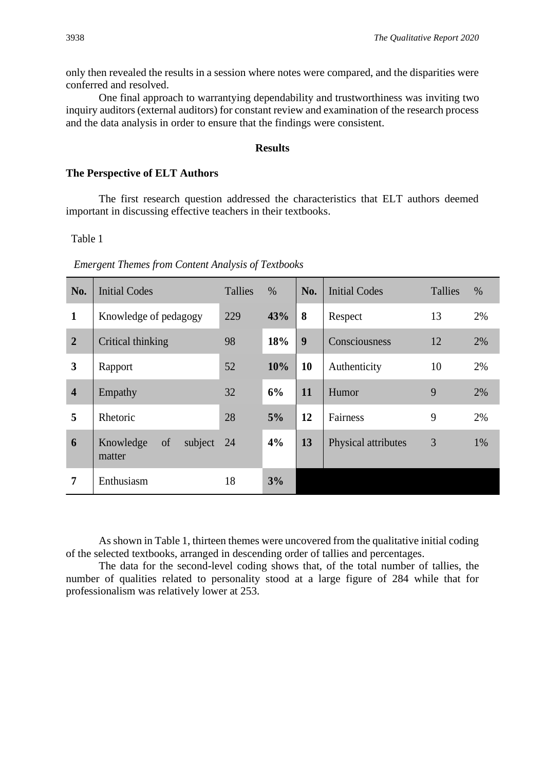only then revealed the results in a session where notes were compared, and the disparities were conferred and resolved.

One final approach to warrantying dependability and trustworthiness was inviting two inquiry auditors (external auditors) for constant review and examination of the research process and the data analysis in order to ensure that the findings were consistent.

## Results

### The Perspective of ELT Authors

The first research question addressed the characteristics that ELT authors deemed important in discussing effective teachers in their textbooks.

Table 1

*Emergent Themes from Content Analysis of Textbooks*

| No. | Initial Codes | Tallies | % | No. | Initial Codes | Tallies | % |
|---|---|---|---|---|---|---|---|
| **1** | Knowledge of pedagogy | 229 | **43%** | **8** | Respect | 13 | 2% |
| **2** | Critical thinking | 98 | **18%** | **9** | Consciousness | 12 | 2% |
| **3** | Rapport | 52 | **10%** | **10** | Authenticity | 10 | 2% |
| **4** | Empathy | 32 | **6%** | **11** | Humor | 9 | 2% |
| **5** | Rhetoric | 28 | **5%** | **12** | Fairness | 9 | 2% |
| **6** | Knowledge of subject matter | 24 | **4%** | **13** | Physical attributes | 3 | 1% |
| **7** | Enthusiasm | 18 | **3%** | | | | |

As shown in Table 1, thirteen themes were uncovered from the qualitative initial coding of the selected textbooks, arranged in descending order of tallies and percentages.

The data for the second-level coding shows that, of the total number of tallies, the number of qualities related to personality stood at a large figure of 284 while that for professionalism was relatively lower at 253.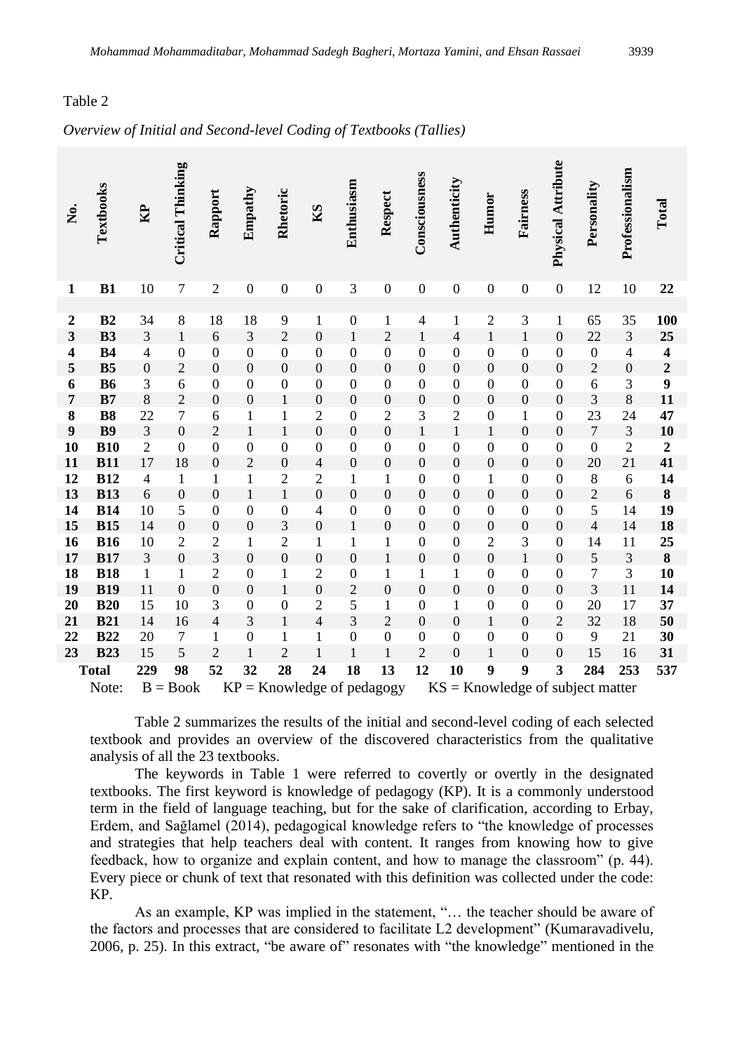Table 2

*Overview of Initial and Second-level Coding of Textbooks (Tallies)*

| No. | Textbooks | KP | Critical Thinking | Rapport | Empathy | Rhetoric | KS | Enthusiasm | Respect | Consciousness | Authenticity | Humor | Fairness | Physical Attribute | Personality | Professionalism | Total |
|---|---|---|---|---|---|---|---|---|---|---|---|---|---|---|---|---|---|
| **1** | **B1** | 10 | 7 | 2 | 0 | 0 | 0 | 3 | 0 | 0 | 0 | 0 | 0 | 0 | 12 | 10 | **22** |
| **2** | **B2** | 34 | 8 | 18 | 18 | 9 | 1 | 0 | 1 | 4 | 1 | 2 | 3 | 1 | 65 | 35 | **100** |
| **3** | **B3** | 3 | 1 | 6 | 3 | 2 | 0 | 1 | 2 | 1 | 4 | 1 | 1 | 0 | 22 | 3 | **25** |
| **4** | **B4** | 4 | 0 | 0 | 0 | 0 | 0 | 0 | 0 | 0 | 0 | 0 | 0 | 0 | 0 | 4 | **4** |
| **5** | **B5** | 0 | 2 | 0 | 0 | 0 | 0 | 0 | 0 | 0 | 0 | 0 | 0 | 0 | 2 | 0 | **2** |
| **6** | **B6** | 3 | 6 | 0 | 0 | 0 | 0 | 0 | 0 | 0 | 0 | 0 | 0 | 0 | 6 | 3 | **9** |
| **7** | **B7** | 8 | 2 | 0 | 0 | 1 | 0 | 0 | 0 | 0 | 0 | 0 | 0 | 0 | 3 | 8 | **11** |
| **8** | **B8** | 22 | 7 | 6 | 1 | 1 | 2 | 0 | 2 | 3 | 2 | 0 | 1 | 0 | 23 | 24 | **47** |
| **9** | **B9** | 3 | 0 | 2 | 1 | 1 | 0 | 0 | 0 | 1 | 1 | 1 | 0 | 0 | 7 | 3 | **10** |
| **10** | **B10** | 2 | 0 | 0 | 0 | 0 | 0 | 0 | 0 | 0 | 0 | 0 | 0 | 0 | 0 | 2 | **2** |
| **11** | **B11** | 17 | 18 | 0 | 2 | 0 | 4 | 0 | 0 | 0 | 0 | 0 | 0 | 0 | 20 | 21 | **41** |
| **12** | **B12** | 4 | 1 | 1 | 1 | 2 | 2 | 1 | 1 | 0 | 0 | 1 | 0 | 0 | 8 | 6 | **14** |
| **13** | **B13** | 6 | 0 | 0 | 1 | 1 | 0 | 0 | 0 | 0 | 0 | 0 | 0 | 0 | 2 | 6 | **8** |
| **14** | **B14** | 10 | 5 | 0 | 0 | 0 | 4 | 0 | 0 | 0 | 0 | 0 | 0 | 0 | 5 | 14 | **19** |
| **15** | **B15** | 14 | 0 | 0 | 0 | 3 | 0 | 1 | 0 | 0 | 0 | 0 | 0 | 0 | 4 | 14 | **18** |
| **16** | **B16** | 10 | 2 | 2 | 1 | 2 | 1 | 1 | 1 | 0 | 0 | 2 | 3 | 0 | 14 | 11 | **25** |
| **17** | **B17** | 3 | 0 | 3 | 0 | 0 | 0 | 0 | 1 | 0 | 0 | 0 | 1 | 0 | 5 | 3 | **8** |
| **18** | **B18** | 1 | 1 | 2 | 0 | 1 | 2 | 0 | 1 | 1 | 1 | 0 | 0 | 0 | 7 | 3 | **10** |
| **19** | **B19** | 11 | 0 | 0 | 0 | 1 | 0 | 2 | 0 | 0 | 0 | 0 | 0 | 0 | 3 | 11 | **14** |
| **20** | **B20** | 15 | 10 | 3 | 0 | 0 | 2 | 5 | 1 | 0 | 1 | 0 | 0 | 0 | 20 | 17 | **37** |
| **21** | **B21** | 14 | 16 | 4 | 3 | 1 | 4 | 3 | 2 | 0 | 0 | 1 | 0 | 2 | 32 | 18 | **50** |
| **22** | **B22** | 20 | 7 | 1 | 0 | 1 | 1 | 0 | 0 | 0 | 0 | 0 | 0 | 0 | 9 | 21 | **30** |
| **23** | **B23** | 15 | 5 | 2 | 1 | 2 | 1 | 1 | 1 | 2 | 0 | 1 | 0 | 0 | 15 | 16 | **31** |
| **Total** | | **229** | **98** | **52** | **32** | **28** | **24** | **18** | **13** | **12** | **10** | **9** | **9** | **3** | **284** | **253** | **537** |

Note: B = Book KP = Knowledge of pedagogy KS = Knowledge of subject matter

Table 2 summarizes the results of the initial and second-level coding of each selected textbook and provides an overview of the discovered characteristics from the qualitative analysis of all the 23 textbooks.

The keywords in Table 1 were referred to covertly or overtly in the designated textbooks. The first keyword is knowledge of pedagogy (KP). It is a commonly understood term in the field of language teaching, but for the sake of clarification, according to Erbay, Erdem, and Sağlamel (2014), pedagogical knowledge refers to "the knowledge of processes and strategies that help teachers deal with content. It ranges from knowing how to give feedback, how to organize and explain content, and how to manage the classroom" (p. 44). Every piece or chunk of text that resonated with this definition was collected under the code: KP.

As an example, KP was implied in the statement, "… the teacher should be aware of the factors and processes that are considered to facilitate L2 development" (Kumaravadivelu, 2006, p. 25). In this extract, "be aware of" resonates with "the knowledge" mentioned in the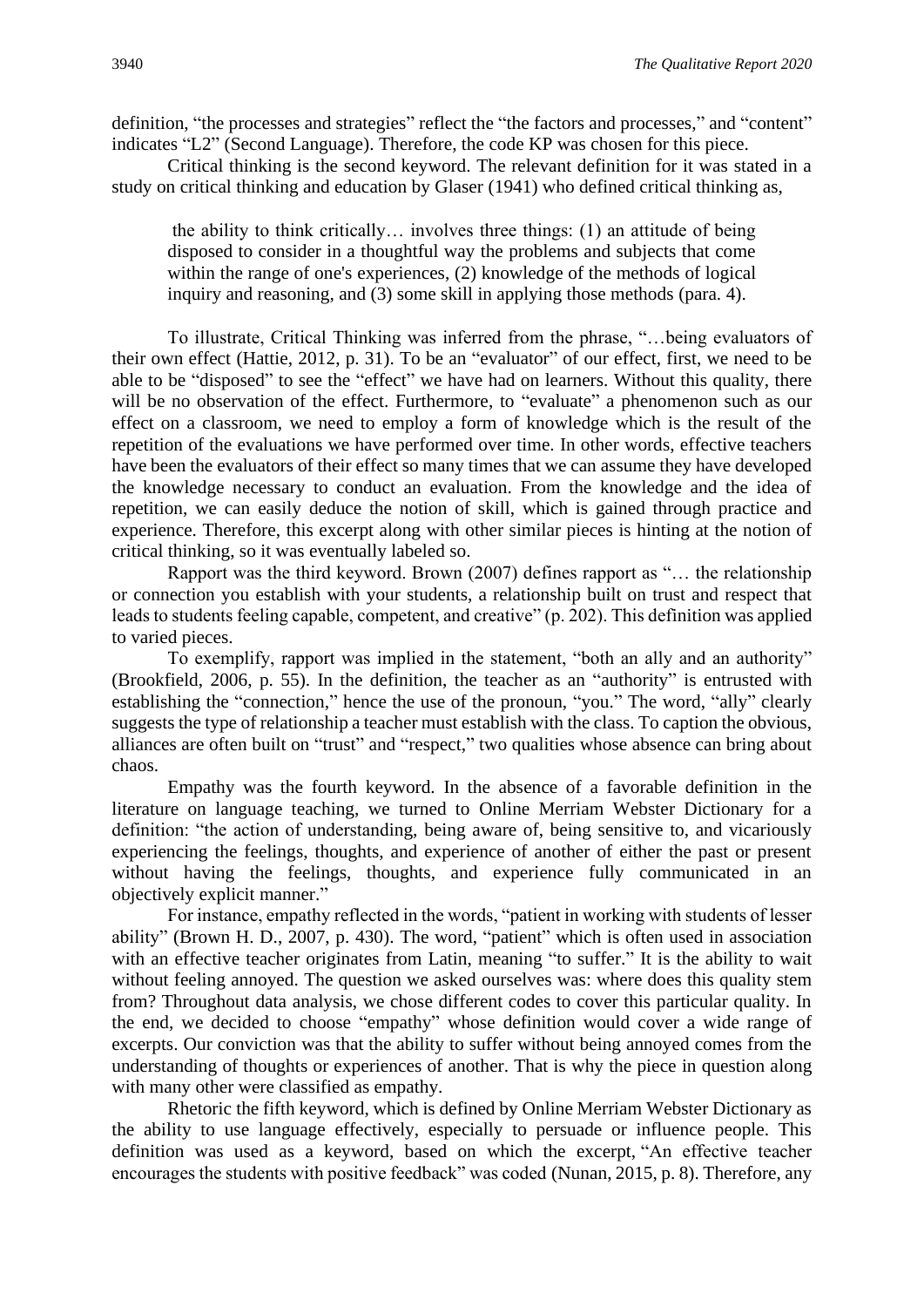definition, "the processes and strategies" reflect the "the factors and processes," and "content" indicates "L2" (Second Language). Therefore, the code KP was chosen for this piece.

Critical thinking is the second keyword. The relevant definition for it was stated in a study on critical thinking and education by Glaser (1941) who defined critical thinking as,

> the ability to think critically… involves three things: (1) an attitude of being disposed to consider in a thoughtful way the problems and subjects that come within the range of one's experiences, (2) knowledge of the methods of logical inquiry and reasoning, and (3) some skill in applying those methods (para. 4).

To illustrate, Critical Thinking was inferred from the phrase, "…being evaluators of their own effect (Hattie, 2012, p. 31). To be an "evaluator" of our effect, first, we need to be able to be "disposed" to see the "effect" we have had on learners. Without this quality, there will be no observation of the effect. Furthermore, to "evaluate" a phenomenon such as our effect on a classroom, we need to employ a form of knowledge which is the result of the repetition of the evaluations we have performed over time. In other words, effective teachers have been the evaluators of their effect so many times that we can assume they have developed the knowledge necessary to conduct an evaluation. From the knowledge and the idea of repetition, we can easily deduce the notion of skill, which is gained through practice and experience. Therefore, this excerpt along with other similar pieces is hinting at the notion of critical thinking, so it was eventually labeled so.

Rapport was the third keyword. Brown (2007) defines rapport as "… the relationship or connection you establish with your students, a relationship built on trust and respect that leads to students feeling capable, competent, and creative" (p. 202). This definition was applied to varied pieces.

To exemplify, rapport was implied in the statement, "both an ally and an authority" (Brookfield, 2006, p. 55). In the definition, the teacher as an "authority" is entrusted with establishing the "connection," hence the use of the pronoun, "you." The word, "ally" clearly suggests the type of relationship a teacher must establish with the class. To caption the obvious, alliances are often built on "trust" and "respect," two qualities whose absence can bring about chaos.

Empathy was the fourth keyword. In the absence of a favorable definition in the literature on language teaching, we turned to Online Merriam Webster Dictionary for a definition: "the action of understanding, being aware of, being sensitive to, and vicariously experiencing the feelings, thoughts, and experience of another of either the past or present without having the feelings, thoughts, and experience fully communicated in an objectively explicit manner."

For instance, empathy reflected in the words, "patient in working with students of lesser ability" (Brown H. D., 2007, p. 430). The word, "patient" which is often used in association with an effective teacher originates from Latin, meaning "to suffer." It is the ability to wait without feeling annoyed. The question we asked ourselves was: where does this quality stem from? Throughout data analysis, we chose different codes to cover this particular quality. In the end, we decided to choose "empathy" whose definition would cover a wide range of excerpts. Our conviction was that the ability to suffer without being annoyed comes from the understanding of thoughts or experiences of another. That is why the piece in question along with many other were classified as empathy.

Rhetoric the fifth keyword, which is defined by Online Merriam Webster Dictionary as the ability to use language effectively, especially to persuade or influence people. This definition was used as a keyword, based on which the excerpt, "An effective teacher encourages the students with positive feedback" was coded (Nunan, 2015, p. 8). Therefore, any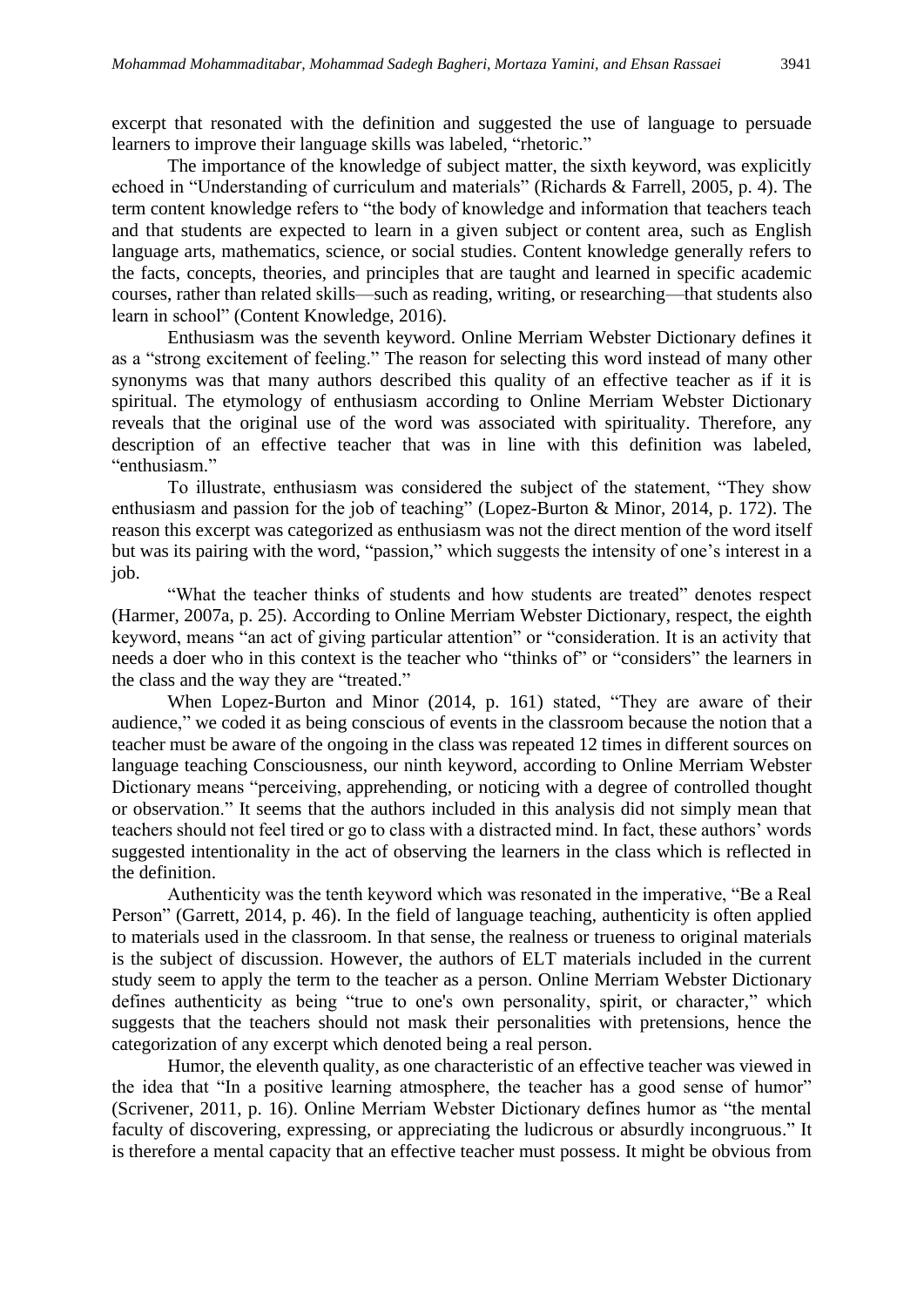excerpt that resonated with the definition and suggested the use of language to persuade learners to improve their language skills was labeled, "rhetoric."

The importance of the knowledge of subject matter, the sixth keyword, was explicitly echoed in "Understanding of curriculum and materials" (Richards & Farrell, 2005, p. 4). The term content knowledge refers to "the body of knowledge and information that teachers teach and that students are expected to learn in a given subject or content area, such as English language arts, mathematics, science, or social studies. Content knowledge generally refers to the facts, concepts, theories, and principles that are taught and learned in specific academic courses, rather than related skills—such as reading, writing, or researching—that students also learn in school" (Content Knowledge, 2016).

Enthusiasm was the seventh keyword. Online Merriam Webster Dictionary defines it as a "strong excitement of feeling." The reason for selecting this word instead of many other synonyms was that many authors described this quality of an effective teacher as if it is spiritual. The etymology of enthusiasm according to Online Merriam Webster Dictionary reveals that the original use of the word was associated with spirituality. Therefore, any description of an effective teacher that was in line with this definition was labeled, "enthusiasm."

To illustrate, enthusiasm was considered the subject of the statement, "They show enthusiasm and passion for the job of teaching" (Lopez-Burton & Minor, 2014, p. 172). The reason this excerpt was categorized as enthusiasm was not the direct mention of the word itself but was its pairing with the word, "passion," which suggests the intensity of one's interest in a job.

"What the teacher thinks of students and how students are treated" denotes respect (Harmer, 2007a, p. 25). According to Online Merriam Webster Dictionary, respect, the eighth keyword, means "an act of giving particular attention" or "consideration. It is an activity that needs a doer who in this context is the teacher who "thinks of" or "considers" the learners in the class and the way they are "treated."

When Lopez-Burton and Minor (2014, p. 161) stated, "They are aware of their audience," we coded it as being conscious of events in the classroom because the notion that a teacher must be aware of the ongoing in the class was repeated 12 times in different sources on language teaching Consciousness, our ninth keyword, according to Online Merriam Webster Dictionary means "perceiving, apprehending, or noticing with a degree of controlled thought or observation." It seems that the authors included in this analysis did not simply mean that teachers should not feel tired or go to class with a distracted mind. In fact, these authors' words suggested intentionality in the act of observing the learners in the class which is reflected in the definition.

Authenticity was the tenth keyword which was resonated in the imperative, "Be a Real Person" (Garrett, 2014, p. 46). In the field of language teaching, authenticity is often applied to materials used in the classroom. In that sense, the realness or trueness to original materials is the subject of discussion. However, the authors of ELT materials included in the current study seem to apply the term to the teacher as a person. Online Merriam Webster Dictionary defines authenticity as being "true to one's own personality, spirit, or character," which suggests that the teachers should not mask their personalities with pretensions, hence the categorization of any excerpt which denoted being a real person.

Humor, the eleventh quality, as one characteristic of an effective teacher was viewed in the idea that "In a positive learning atmosphere, the teacher has a good sense of humor" (Scrivener, 2011, p. 16). Online Merriam Webster Dictionary defines humor as "the mental faculty of discovering, expressing, or appreciating the ludicrous or absurdly incongruous." It is therefore a mental capacity that an effective teacher must possess. It might be obvious from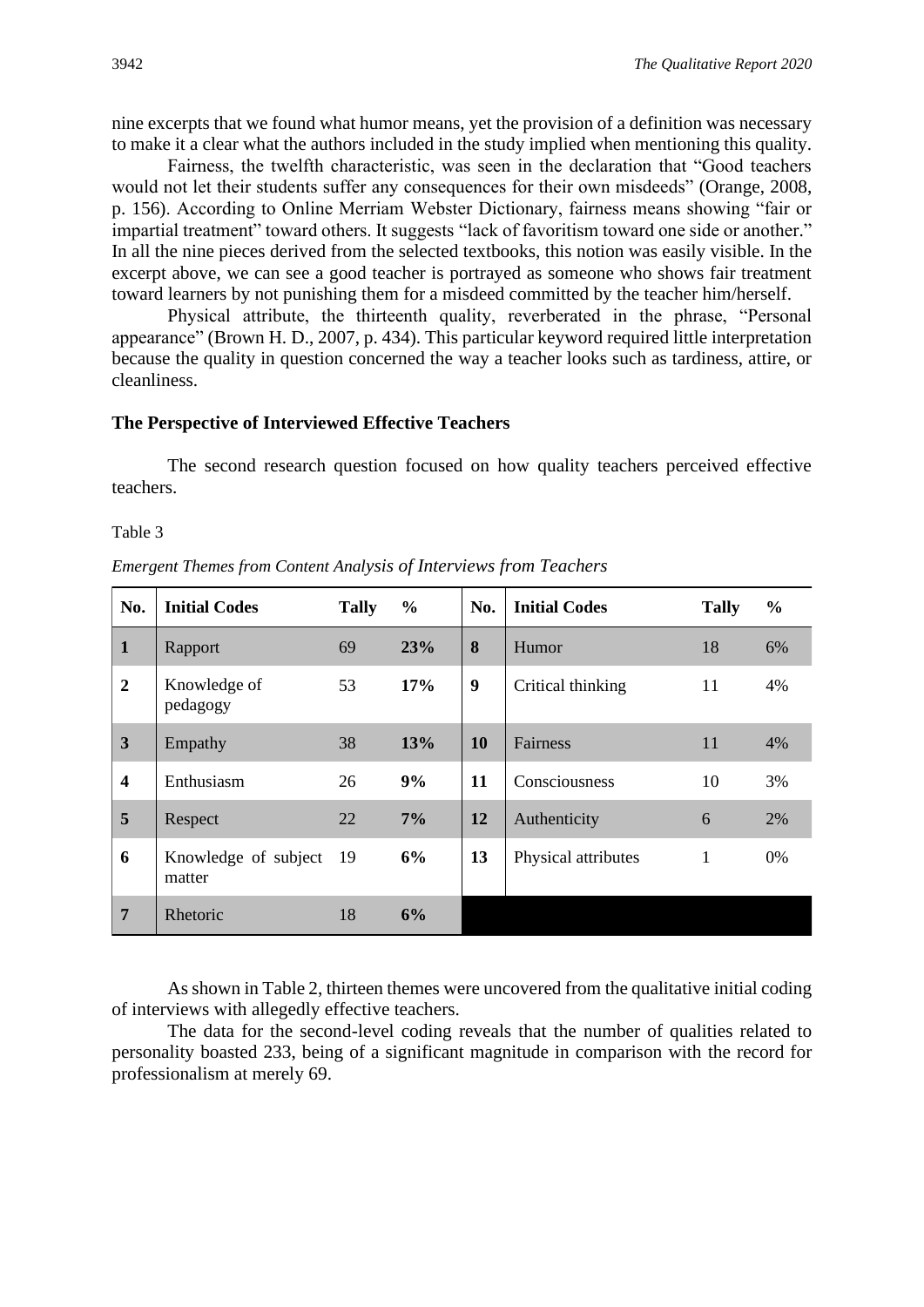nine excerpts that we found what humor means, yet the provision of a definition was necessary to make it a clear what the authors included in the study implied when mentioning this quality.

Fairness, the twelfth characteristic, was seen in the declaration that "Good teachers would not let their students suffer any consequences for their own misdeeds" (Orange, 2008, p. 156). According to Online Merriam Webster Dictionary, fairness means showing "fair or impartial treatment" toward others. It suggests "lack of favoritism toward one side or another." In all the nine pieces derived from the selected textbooks, this notion was easily visible. In the excerpt above, we can see a good teacher is portrayed as someone who shows fair treatment toward learners by not punishing them for a misdeed committed by the teacher him/herself.

Physical attribute, the thirteenth quality, reverberated in the phrase, "Personal appearance" (Brown H. D., 2007, p. 434). This particular keyword required little interpretation because the quality in question concerned the way a teacher looks such as tardiness, attire, or cleanliness.

### The Perspective of Interviewed Effective Teachers

The second research question focused on how quality teachers perceived effective teachers.

Table 3

*Emergent Themes from Content Analysis of Interviews from Teachers*

| No. | Initial Codes | Tally | % | No. | Initial Codes | Tally | % |
|---|---|---|---|---|---|---|---|
| **1** | Rapport | 69 | **23%** | **8** | Humor | 18 | 6% |
| **2** | Knowledge of pedagogy | 53 | **17%** | **9** | Critical thinking | 11 | 4% |
| **3** | Empathy | 38 | **13%** | **10** | Fairness | 11 | 4% |
| **4** | Enthusiasm | 26 | **9%** | **11** | Consciousness | 10 | 3% |
| **5** | Respect | 22 | **7%** | **12** | Authenticity | 6 | 2% |
| **6** | Knowledge of subject matter | 19 | **6%** | **13** | Physical attributes | 1 | 0% |
| **7** | Rhetoric | 18 | **6%** | | | | |

As shown in Table 2, thirteen themes were uncovered from the qualitative initial coding of interviews with allegedly effective teachers.

The data for the second-level coding reveals that the number of qualities related to personality boasted 233, being of a significant magnitude in comparison with the record for professionalism at merely 69.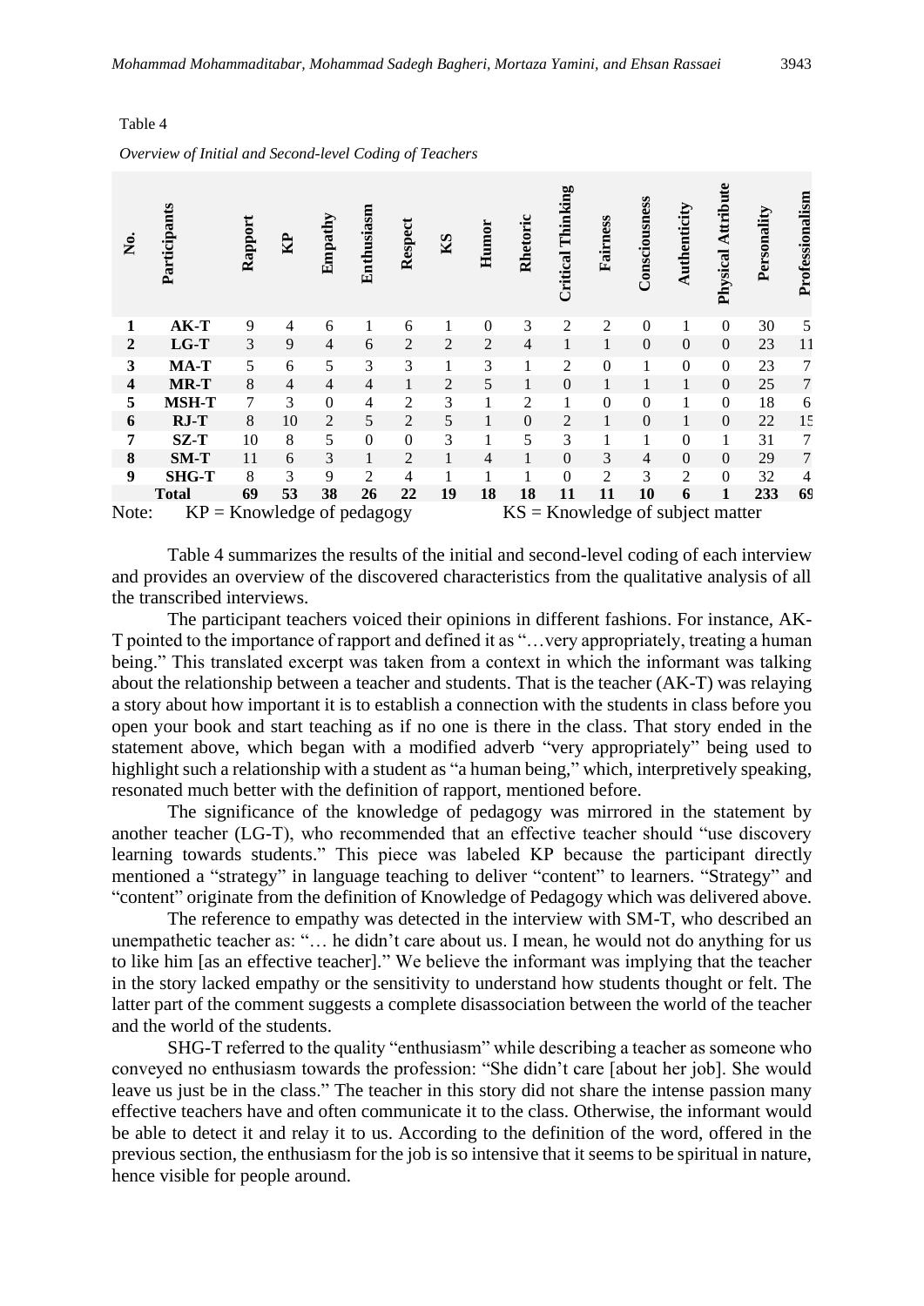Table 4

*Overview of Initial and Second-level Coding of Teachers*

| No. | Participants | Rapport | KP | Empathy | Enthusiasm | Respect | KS | Humor | Rhetoric | Critical Thinking | Fairness | Consciousness | Authenticity | Physical Attribute | Personality | Professionalism |
|---|---|---|---|---|---|---|---|---|---|---|---|---|---|---|---|---|
| **1** | **AK-T** | 9 | 4 | 6 | 1 | 6 | 1 | 0 | 3 | 2 | 2 | 0 | 1 | 0 | 30 | 5 |
| **2** | **LG-T** | 3 | 9 | 4 | 6 | 2 | 2 | 2 | 4 | 1 | 1 | 0 | 0 | 0 | 23 | 11 |
| **3** | **MA-T** | 5 | 6 | 5 | 3 | 3 | 1 | 3 | 1 | 2 | 0 | 1 | 0 | 0 | 23 | 7 |
| **4** | **MR-T** | 8 | 4 | 4 | 4 | 1 | 2 | 5 | 1 | 0 | 1 | 1 | 1 | 0 | 25 | 7 |
| **5** | **MSH-T** | 7 | 3 | 0 | 4 | 2 | 3 | 1 | 2 | 1 | 0 | 0 | 1 | 0 | 18 | 6 |
| **6** | **RJ-T** | 8 | 10 | 2 | 5 | 2 | 5 | 1 | 0 | 2 | 1 | 0 | 1 | 0 | 22 | 15 |
| **7** | **SZ-T** | 10 | 8 | 5 | 0 | 0 | 3 | 1 | 5 | 3 | 1 | 1 | 0 | 1 | 31 | 7 |
| **8** | **SM-T** | 11 | 6 | 3 | 1 | 2 | 1 | 4 | 1 | 0 | 3 | 4 | 0 | 0 | 29 | 7 |
| **9** | **SHG-T** | 8 | 3 | 9 | 2 | 4 | 1 | 1 | 1 | 0 | 2 | 3 | 2 | 0 | 32 | 4 |
| | **Total** | **69** | **53** | **38** | **26** | **22** | **19** | **18** | **18** | **11** | **11** | **10** | **6** | **1** | **233** | **69** |

Note: KP = Knowledge of pedagogy KS = Knowledge of subject matter

Table 4 summarizes the results of the initial and second-level coding of each interview and provides an overview of the discovered characteristics from the qualitative analysis of all the transcribed interviews.

The participant teachers voiced their opinions in different fashions. For instance, AK-T pointed to the importance of rapport and defined it as "…very appropriately, treating a human being." This translated excerpt was taken from a context in which the informant was talking about the relationship between a teacher and students. That is the teacher (AK-T) was relaying a story about how important it is to establish a connection with the students in class before you open your book and start teaching as if no one is there in the class. That story ended in the statement above, which began with a modified adverb "very appropriately" being used to highlight such a relationship with a student as "a human being," which, interpretively speaking, resonated much better with the definition of rapport, mentioned before.

The significance of the knowledge of pedagogy was mirrored in the statement by another teacher (LG-T), who recommended that an effective teacher should "use discovery learning towards students." This piece was labeled KP because the participant directly mentioned a "strategy" in language teaching to deliver "content" to learners. "Strategy" and "content" originate from the definition of Knowledge of Pedagogy which was delivered above.

The reference to empathy was detected in the interview with SM-T, who described an unempathetic teacher as: "… he didn't care about us. I mean, he would not do anything for us to like him [as an effective teacher]." We believe the informant was implying that the teacher in the story lacked empathy or the sensitivity to understand how students thought or felt. The latter part of the comment suggests a complete disassociation between the world of the teacher and the world of the students.

SHG-T referred to the quality "enthusiasm" while describing a teacher as someone who conveyed no enthusiasm towards the profession: "She didn't care [about her job]. She would leave us just be in the class." The teacher in this story did not share the intense passion many effective teachers have and often communicate it to the class. Otherwise, the informant would be able to detect it and relay it to us. According to the definition of the word, offered in the previous section, the enthusiasm for the job is so intensive that it seems to be spiritual in nature, hence visible for people around.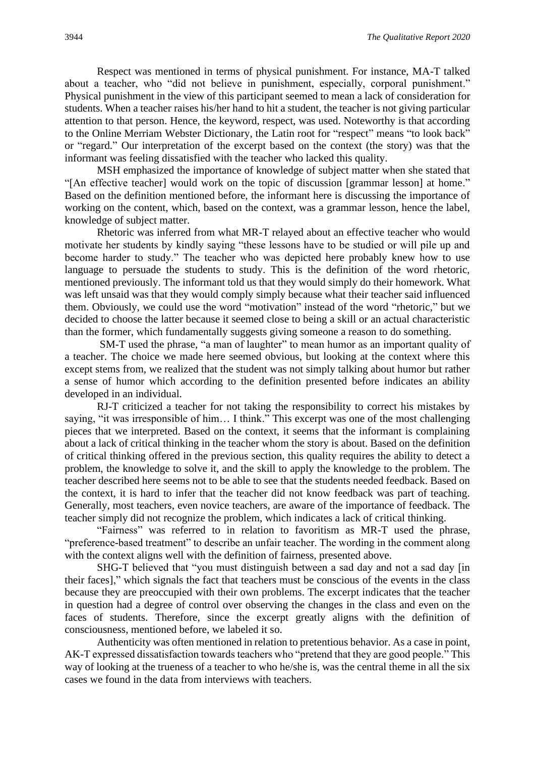Respect was mentioned in terms of physical punishment. For instance, MA-T talked about a teacher, who "did not believe in punishment, especially, corporal punishment." Physical punishment in the view of this participant seemed to mean a lack of consideration for students. When a teacher raises his/her hand to hit a student, the teacher is not giving particular attention to that person. Hence, the keyword, respect, was used. Noteworthy is that according to the Online Merriam Webster Dictionary, the Latin root for "respect" means "to look back" or "regard." Our interpretation of the excerpt based on the context (the story) was that the informant was feeling dissatisfied with the teacher who lacked this quality.

MSH emphasized the importance of knowledge of subject matter when she stated that "[An effective teacher] would work on the topic of discussion [grammar lesson] at home." Based on the definition mentioned before, the informant here is discussing the importance of working on the content, which, based on the context, was a grammar lesson, hence the label, knowledge of subject matter.

Rhetoric was inferred from what MR-T relayed about an effective teacher who would motivate her students by kindly saying "these lessons have to be studied or will pile up and become harder to study." The teacher who was depicted here probably knew how to use language to persuade the students to study. This is the definition of the word rhetoric, mentioned previously. The informant told us that they would simply do their homework. What was left unsaid was that they would comply simply because what their teacher said influenced them. Obviously, we could use the word "motivation" instead of the word "rhetoric," but we decided to choose the latter because it seemed close to being a skill or an actual characteristic than the former, which fundamentally suggests giving someone a reason to do something.

SM-T used the phrase, "a man of laughter" to mean humor as an important quality of a teacher. The choice we made here seemed obvious, but looking at the context where this except stems from, we realized that the student was not simply talking about humor but rather a sense of humor which according to the definition presented before indicates an ability developed in an individual.

RJ-T criticized a teacher for not taking the responsibility to correct his mistakes by saying, "it was irresponsible of him… I think." This excerpt was one of the most challenging pieces that we interpreted. Based on the context, it seems that the informant is complaining about a lack of critical thinking in the teacher whom the story is about. Based on the definition of critical thinking offered in the previous section, this quality requires the ability to detect a problem, the knowledge to solve it, and the skill to apply the knowledge to the problem. The teacher described here seems not to be able to see that the students needed feedback. Based on the context, it is hard to infer that the teacher did not know feedback was part of teaching. Generally, most teachers, even novice teachers, are aware of the importance of feedback. The teacher simply did not recognize the problem, which indicates a lack of critical thinking.

"Fairness" was referred to in relation to favoritism as MR-T used the phrase, "preference-based treatment" to describe an unfair teacher. The wording in the comment along with the context aligns well with the definition of fairness, presented above.

SHG-T believed that "you must distinguish between a sad day and not a sad day [in their faces]," which signals the fact that teachers must be conscious of the events in the class because they are preoccupied with their own problems. The excerpt indicates that the teacher in question had a degree of control over observing the changes in the class and even on the faces of students. Therefore, since the excerpt greatly aligns with the definition of consciousness, mentioned before, we labeled it so.

Authenticity was often mentioned in relation to pretentious behavior. As a case in point, AK-T expressed dissatisfaction towards teachers who "pretend that they are good people." This way of looking at the trueness of a teacher to who he/she is, was the central theme in all the six cases we found in the data from interviews with teachers.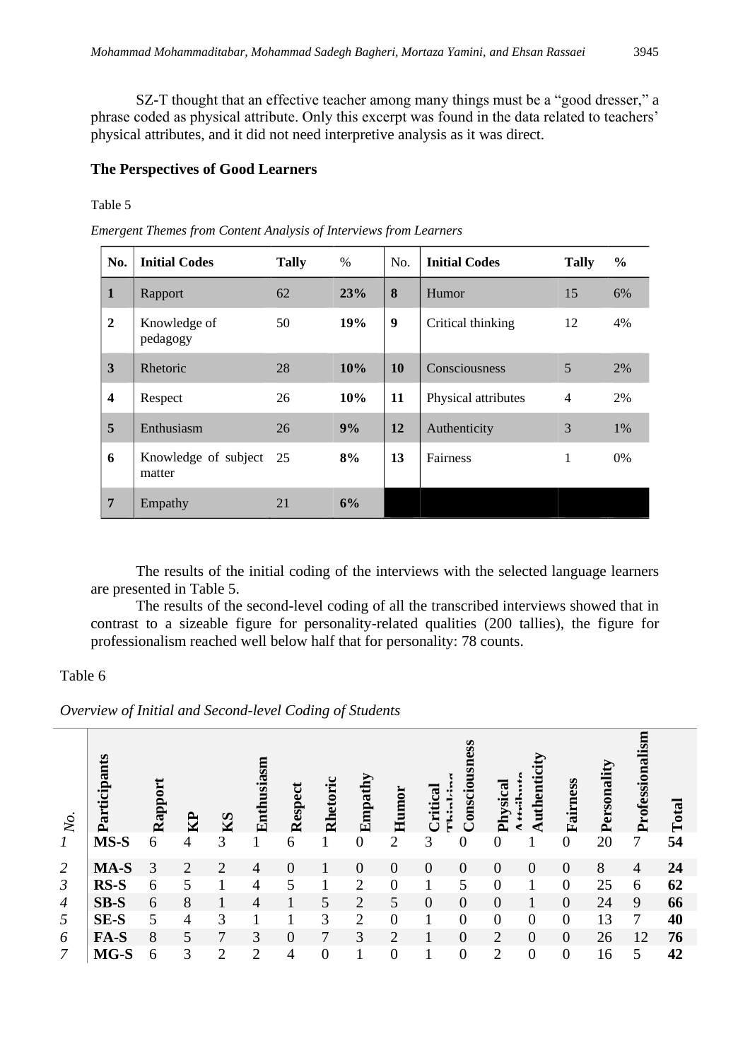SZ-T thought that an effective teacher among many things must be a "good dresser," a phrase coded as physical attribute. Only this excerpt was found in the data related to teachers' physical attributes, and it did not need interpretive analysis as it was direct.

### The Perspectives of Good Learners

Table 5

*Emergent Themes from Content Analysis of Interviews from Learners*

| No. | Initial Codes | Tally | % | No. | Initial Codes | Tally | % |
|---|---|---|---|---|---|---|---|
| 1 | Rapport | 62 | 23% | 8 | Humor | 15 | 6% |
| 2 | Knowledge of pedagogy | 50 | 19% | 9 | Critical thinking | 12 | 4% |
| 3 | Rhetoric | 28 | 10% | 10 | Consciousness | 5 | 2% |
| 4 | Respect | 26 | 10% | 11 | Physical attributes | 4 | 2% |
| 5 | Enthusiasm | 26 | 9% | 12 | Authenticity | 3 | 1% |
| 6 | Knowledge of subject matter | 25 | 8% | 13 | Fairness | 1 | 0% |
| 7 | Empathy | 21 | 6% | | | | |

The results of the initial coding of the interviews with the selected language learners are presented in Table 5.

The results of the second-level coding of all the transcribed interviews showed that in contrast to a sizeable figure for personality-related qualities (200 tallies), the figure for professionalism reached well below half that for personality: 78 counts.

Table 6

*Overview of Initial and Second-level Coding of Students*

| No. | Participants | Rapport | KP | KS | Enthusiasm | Respect | Rhetoric | Empathy | Humor | Critical Thinking | Consciousness | Physical Attribute | Authenticity | Fairness | Personality | Professionalism | Total |
|---|---|---|---|---|---|---|---|---|---|---|---|---|---|---|---|---|---|
| *1* | MS-S | 6 | 4 | 3 | 1 | 6 | 1 | 0 | 2 | 3 | 0 | 0 | 1 | 0 | 20 | 7 | 54 |
| *2* | MA-S | 3 | 2 | 2 | 4 | 0 | 1 | 0 | 0 | 0 | 0 | 0 | 0 | 0 | 8 | 4 | 24 |
| *3* | RS-S | 6 | 5 | 1 | 4 | 5 | 1 | 2 | 0 | 1 | 5 | 0 | 1 | 0 | 25 | 6 | 62 |
| *4* | SB-S | 6 | 8 | 1 | 4 | 1 | 5 | 2 | 5 | 0 | 0 | 0 | 1 | 0 | 24 | 9 | 66 |
| *5* | SE-S | 5 | 4 | 3 | 1 | 1 | 3 | 2 | 0 | 1 | 0 | 0 | 0 | 0 | 13 | 7 | 40 |
| *6* | FA-S | 8 | 5 | 7 | 3 | 0 | 7 | 3 | 2 | 1 | 0 | 2 | 0 | 0 | 26 | 12 | 76 |
| *7* | MG-S | 6 | 3 | 2 | 2 | 4 | 0 | 1 | 0 | 1 | 0 | 2 | 0 | 0 | 16 | 5 | 42 |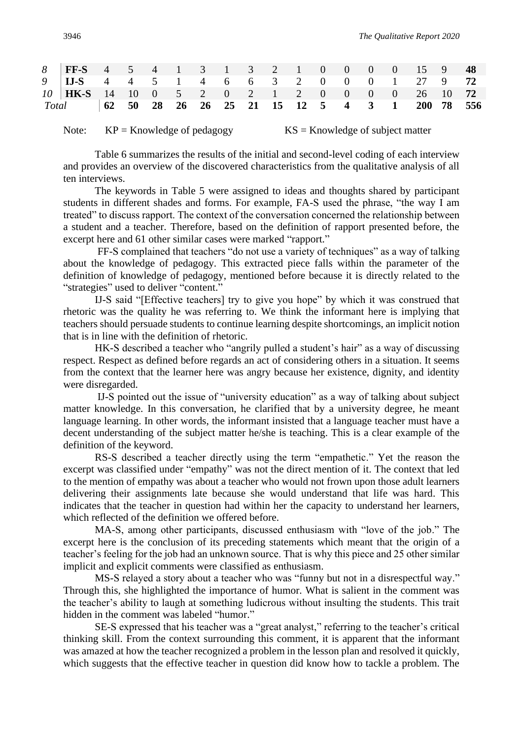| 8 | FF-S | 4 | 5 | 4 | 1 | 3 | 1 | 3 | 2 | 1 | 0 | 0 | 0 | 0 | 15 | 9 | **48** |
|---|---|---|---|---|---|---|---|---|---|---|---|---|---|---|---|---|---|
| 9 | **IJ-S** | 4 | 4 | 5 | 1 | 4 | 6 | 6 | 3 | 2 | 0 | 0 | 0 | 1 | 27 | 9 | **72** |
| 10 | **HK-S** | 14 | 10 | 0 | 5 | 2 | 0 | 2 | 1 | 2 | 0 | 0 | 0 | 0 | 26 | 10 | **72** |
| *Total* | | **62** | **50** | **28** | **26** | **26** | **25** | **21** | **15** | **12** | **5** | **4** | **3** | **1** | **200** | **78** | **556** |

Note: KP = Knowledge of pedagogy KS = Knowledge of subject matter

Table 6 summarizes the results of the initial and second-level coding of each interview and provides an overview of the discovered characteristics from the qualitative analysis of all ten interviews.

The keywords in Table 5 were assigned to ideas and thoughts shared by participant students in different shades and forms. For example, FA-S used the phrase, "the way I am treated" to discuss rapport. The context of the conversation concerned the relationship between a student and a teacher. Therefore, based on the definition of rapport presented before, the excerpt here and 61 other similar cases were marked "rapport."

FF-S complained that teachers "do not use a variety of techniques" as a way of talking about the knowledge of pedagogy. This extracted piece falls within the parameter of the definition of knowledge of pedagogy, mentioned before because it is directly related to the "strategies" used to deliver "content."

IJ-S said "[Effective teachers] try to give you hope" by which it was construed that rhetoric was the quality he was referring to. We think the informant here is implying that teachers should persuade students to continue learning despite shortcomings, an implicit notion that is in line with the definition of rhetoric.

HK-S described a teacher who "angrily pulled a student's hair" as a way of discussing respect. Respect as defined before regards an act of considering others in a situation. It seems from the context that the learner here was angry because her existence, dignity, and identity were disregarded.

IJ-S pointed out the issue of "university education" as a way of talking about subject matter knowledge. In this conversation, he clarified that by a university degree, he meant language learning. In other words, the informant insisted that a language teacher must have a decent understanding of the subject matter he/she is teaching. This is a clear example of the definition of the keyword.

RS-S described a teacher directly using the term "empathetic." Yet the reason the excerpt was classified under "empathy" was not the direct mention of it. The context that led to the mention of empathy was about a teacher who would not frown upon those adult learners delivering their assignments late because she would understand that life was hard. This indicates that the teacher in question had within her the capacity to understand her learners, which reflected of the definition we offered before.

MA-S, among other participants, discussed enthusiasm with "love of the job." The excerpt here is the conclusion of its preceding statements which meant that the origin of a teacher's feeling for the job had an unknown source. That is why this piece and 25 other similar implicit and explicit comments were classified as enthusiasm.

MS-S relayed a story about a teacher who was "funny but not in a disrespectful way." Through this, she highlighted the importance of humor. What is salient in the comment was the teacher's ability to laugh at something ludicrous without insulting the students. This trait hidden in the comment was labeled "humor."

SE-S expressed that his teacher was a "great analyst," referring to the teacher's critical thinking skill. From the context surrounding this comment, it is apparent that the informant was amazed at how the teacher recognized a problem in the lesson plan and resolved it quickly, which suggests that the effective teacher in question did know how to tackle a problem. The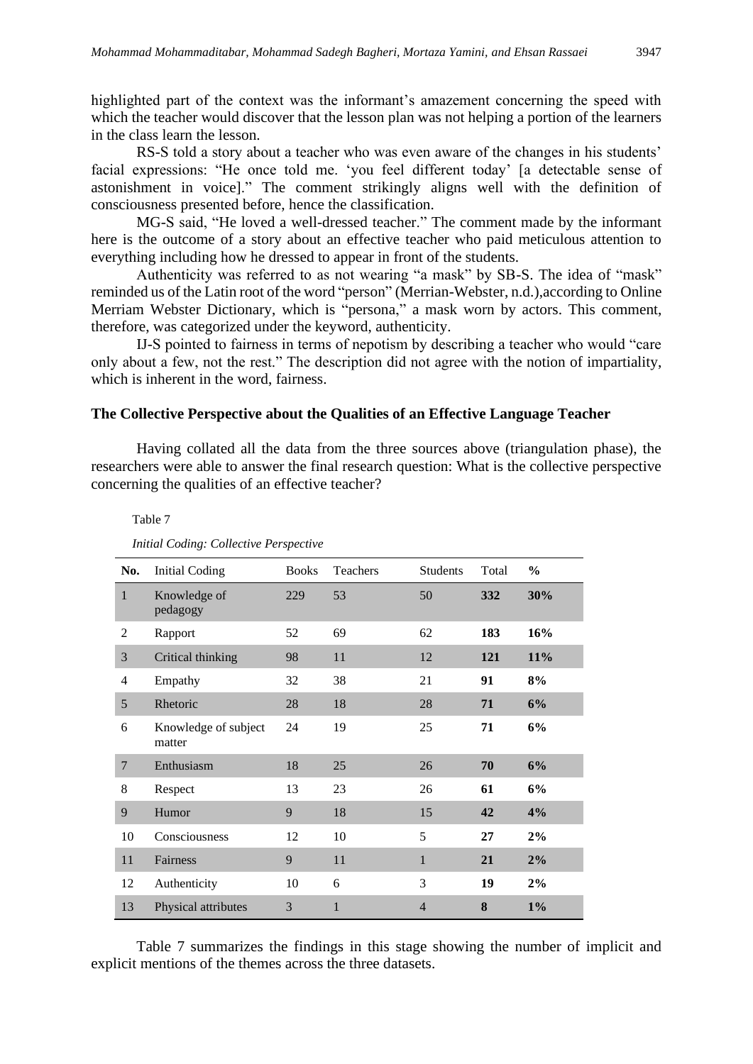highlighted part of the context was the informant's amazement concerning the speed with which the teacher would discover that the lesson plan was not helping a portion of the learners in the class learn the lesson.

RS-S told a story about a teacher who was even aware of the changes in his students' facial expressions: "He once told me. 'you feel different today' [a detectable sense of astonishment in voice]." The comment strikingly aligns well with the definition of consciousness presented before, hence the classification.

MG-S said, "He loved a well-dressed teacher." The comment made by the informant here is the outcome of a story about an effective teacher who paid meticulous attention to everything including how he dressed to appear in front of the students.

Authenticity was referred to as not wearing "a mask" by SB-S. The idea of "mask" reminded us of the Latin root of the word "person" (Merrian-Webster, n.d.),according to Online Merriam Webster Dictionary, which is "persona," a mask worn by actors. This comment, therefore, was categorized under the keyword, authenticity.

IJ-S pointed to fairness in terms of nepotism by describing a teacher who would "care only about a few, not the rest." The description did not agree with the notion of impartiality, which is inherent in the word, fairness.

### The Collective Perspective about the Qualities of an Effective Language Teacher

Having collated all the data from the three sources above (triangulation phase), the researchers were able to answer the final research question: What is the collective perspective concerning the qualities of an effective teacher?

Table 7

*Initial Coding: Collective Perspective*

| No. | Initial Coding | Books | Teachers | Students | Total | % |
|---|---|---|---|---|---|---|
| 1 | Knowledge of pedagogy | 229 | 53 | 50 | **332** | **30%** |
| 2 | Rapport | 52 | 69 | 62 | **183** | **16%** |
| 3 | Critical thinking | 98 | 11 | 12 | **121** | **11%** |
| 4 | Empathy | 32 | 38 | 21 | **91** | **8%** |
| 5 | Rhetoric | 28 | 18 | 28 | **71** | **6%** |
| 6 | Knowledge of subject matter | 24 | 19 | 25 | **71** | **6%** |
| 7 | Enthusiasm | 18 | 25 | 26 | **70** | **6%** |
| 8 | Respect | 13 | 23 | 26 | **61** | **6%** |
| 9 | Humor | 9 | 18 | 15 | **42** | **4%** |
| 10 | Consciousness | 12 | 10 | 5 | **27** | **2%** |
| 11 | Fairness | 9 | 11 | 1 | **21** | **2%** |
| 12 | Authenticity | 10 | 6 | 3 | **19** | **2%** |
| 13 | Physical attributes | 3 | 1 | 4 | **8** | **1%** |

Table 7 summarizes the findings in this stage showing the number of implicit and explicit mentions of the themes across the three datasets.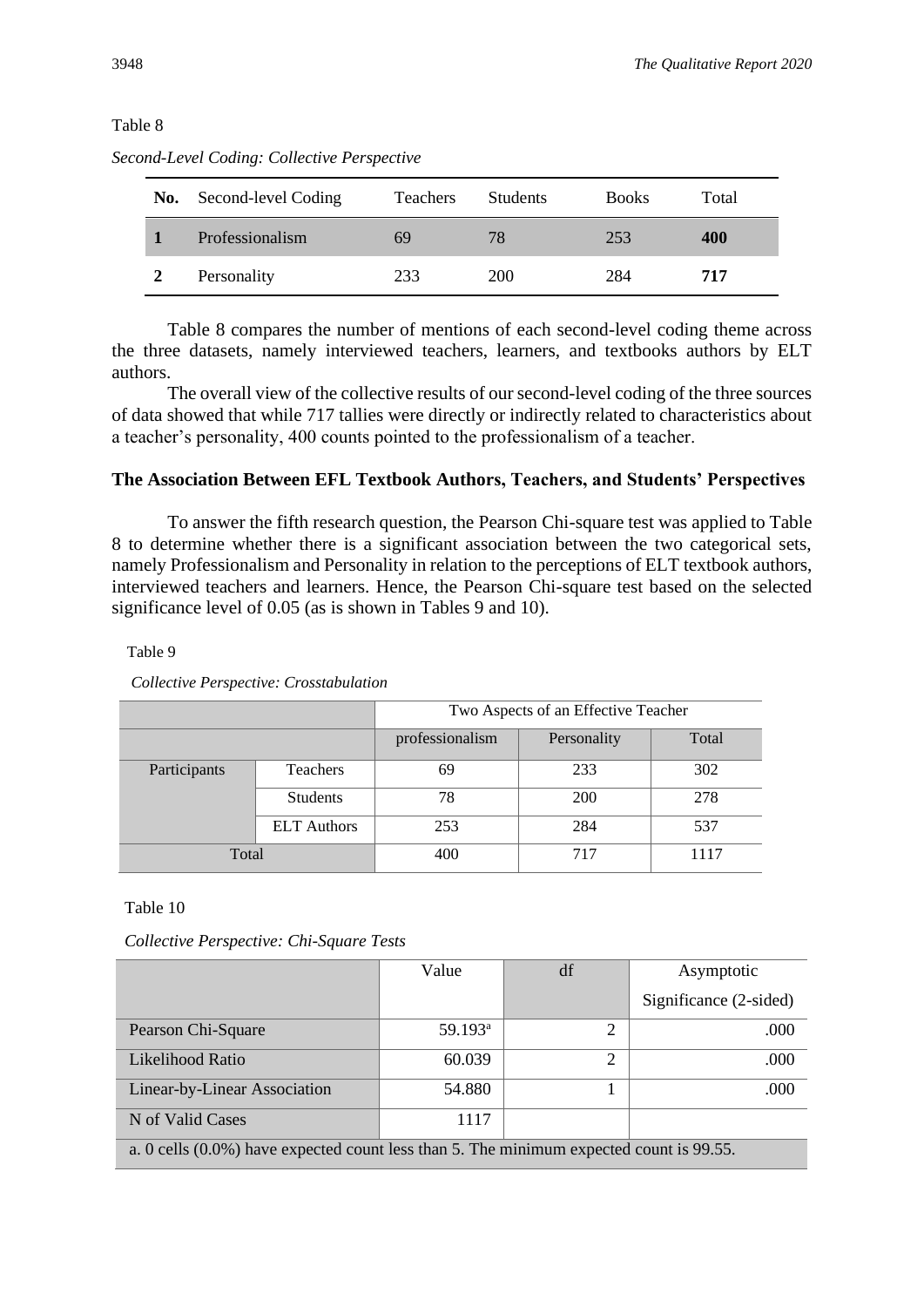Table 8

*Second-Level Coding: Collective Perspective*

| No. | Second-level Coding | Teachers | Students | Books | Total |
|---|---|---|---|---|---|
| **1** | Professionalism | 69 | 78 | 253 | **400** |
| **2** | Personality | 233 | 200 | 284 | **717** |

Table 8 compares the number of mentions of each second-level coding theme across the three datasets, namely interviewed teachers, learners, and textbooks authors by ELT authors.

The overall view of the collective results of our second-level coding of the three sources of data showed that while 717 tallies were directly or indirectly related to characteristics about a teacher's personality, 400 counts pointed to the professionalism of a teacher.

### The Association Between EFL Textbook Authors, Teachers, and Students' Perspectives

To answer the fifth research question, the Pearson Chi-square test was applied to Table 8 to determine whether there is a significant association between the two categorical sets, namely Professionalism and Personality in relation to the perceptions of ELT textbook authors, interviewed teachers and learners. Hence, the Pearson Chi-square test based on the selected significance level of 0.05 (as is shown in Tables 9 and 10).

Table 9

*Collective Perspective: Crosstabulation*

| | | Two Aspects of an Effective Teacher | | |
|---|---|---|---|---|
| | | professionalism | Personality | Total |
| Participants | Teachers | 69 | 233 | 302 |
| | Students | 78 | 200 | 278 |
| | ELT Authors | 253 | 284 | 537 |
| Total | | 400 | 717 | 1117 |

Table 10

*Collective Perspective: Chi-Square Tests*

| | Value | df | Asymptotic Significance (2-sided) |
|---|---|---|---|
| Pearson Chi-Square | 59.193[a] | 2 | .000 |
| Likelihood Ratio | 60.039 | 2 | .000 |
| Linear-by-Linear Association | 54.880 | 1 | .000 |
| N of Valid Cases | 1117 | | |

a. 0 cells (0.0%) have expected count less than 5. The minimum expected count is 99.55.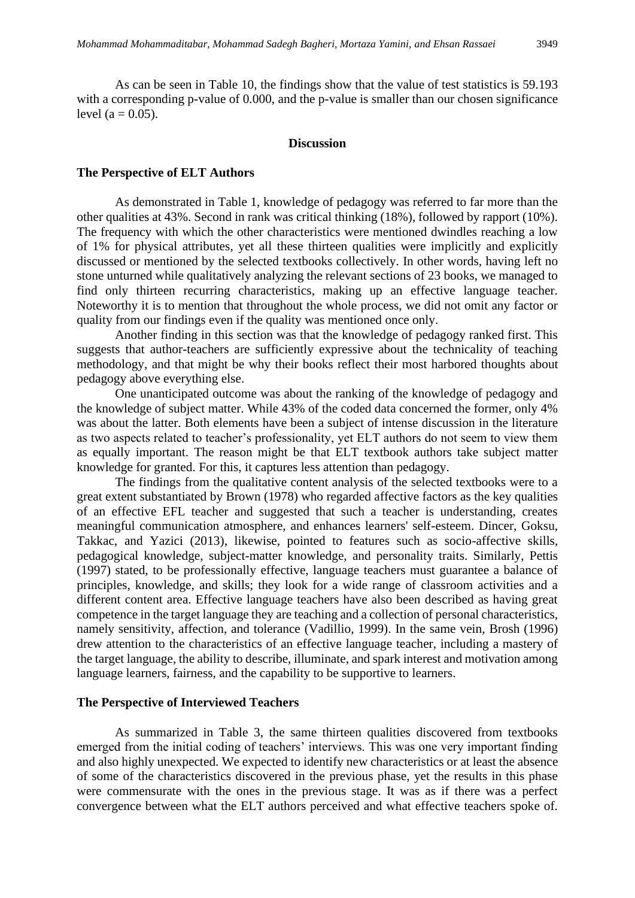As can be seen in Table 10, the findings show that the value of test statistics is 59.193 with a corresponding p-value of 0.000, and the p-value is smaller than our chosen significance level (a = 0.05).

## Discussion

### The Perspective of ELT Authors

As demonstrated in Table 1, knowledge of pedagogy was referred to far more than the other qualities at 43%. Second in rank was critical thinking (18%), followed by rapport (10%). The frequency with which the other characteristics were mentioned dwindles reaching a low of 1% for physical attributes, yet all these thirteen qualities were implicitly and explicitly discussed or mentioned by the selected textbooks collectively. In other words, having left no stone unturned while qualitatively analyzing the relevant sections of 23 books, we managed to find only thirteen recurring characteristics, making up an effective language teacher. Noteworthy it is to mention that throughout the whole process, we did not omit any factor or quality from our findings even if the quality was mentioned once only.

Another finding in this section was that the knowledge of pedagogy ranked first. This suggests that author-teachers are sufficiently expressive about the technicality of teaching methodology, and that might be why their books reflect their most harbored thoughts about pedagogy above everything else.

One unanticipated outcome was about the ranking of the knowledge of pedagogy and the knowledge of subject matter. While 43% of the coded data concerned the former, only 4% was about the latter. Both elements have been a subject of intense discussion in the literature as two aspects related to teacher's professionality, yet ELT authors do not seem to view them as equally important. The reason might be that ELT textbook authors take subject matter knowledge for granted. For this, it captures less attention than pedagogy.

The findings from the qualitative content analysis of the selected textbooks were to a great extent substantiated by Brown (1978) who regarded affective factors as the key qualities of an effective EFL teacher and suggested that such a teacher is understanding, creates meaningful communication atmosphere, and enhances learners' self-esteem. Dincer, Goksu, Takkac, and Yazici (2013), likewise, pointed to features such as socio-affective skills, pedagogical knowledge, subject-matter knowledge, and personality traits. Similarly, Pettis (1997) stated, to be professionally effective, language teachers must guarantee a balance of principles, knowledge, and skills; they look for a wide range of classroom activities and a different content area. Effective language teachers have also been described as having great competence in the target language they are teaching and a collection of personal characteristics, namely sensitivity, affection, and tolerance (Vadillio, 1999). In the same vein, Brosh (1996) drew attention to the characteristics of an effective language teacher, including a mastery of the target language, the ability to describe, illuminate, and spark interest and motivation among language learners, fairness, and the capability to be supportive to learners.

### The Perspective of Interviewed Teachers

As summarized in Table 3, the same thirteen qualities discovered from textbooks emerged from the initial coding of teachers' interviews. This was one very important finding and also highly unexpected. We expected to identify new characteristics or at least the absence of some of the characteristics discovered in the previous phase, yet the results in this phase were commensurate with the ones in the previous stage. It was as if there was a perfect convergence between what the ELT authors perceived and what effective teachers spoke of.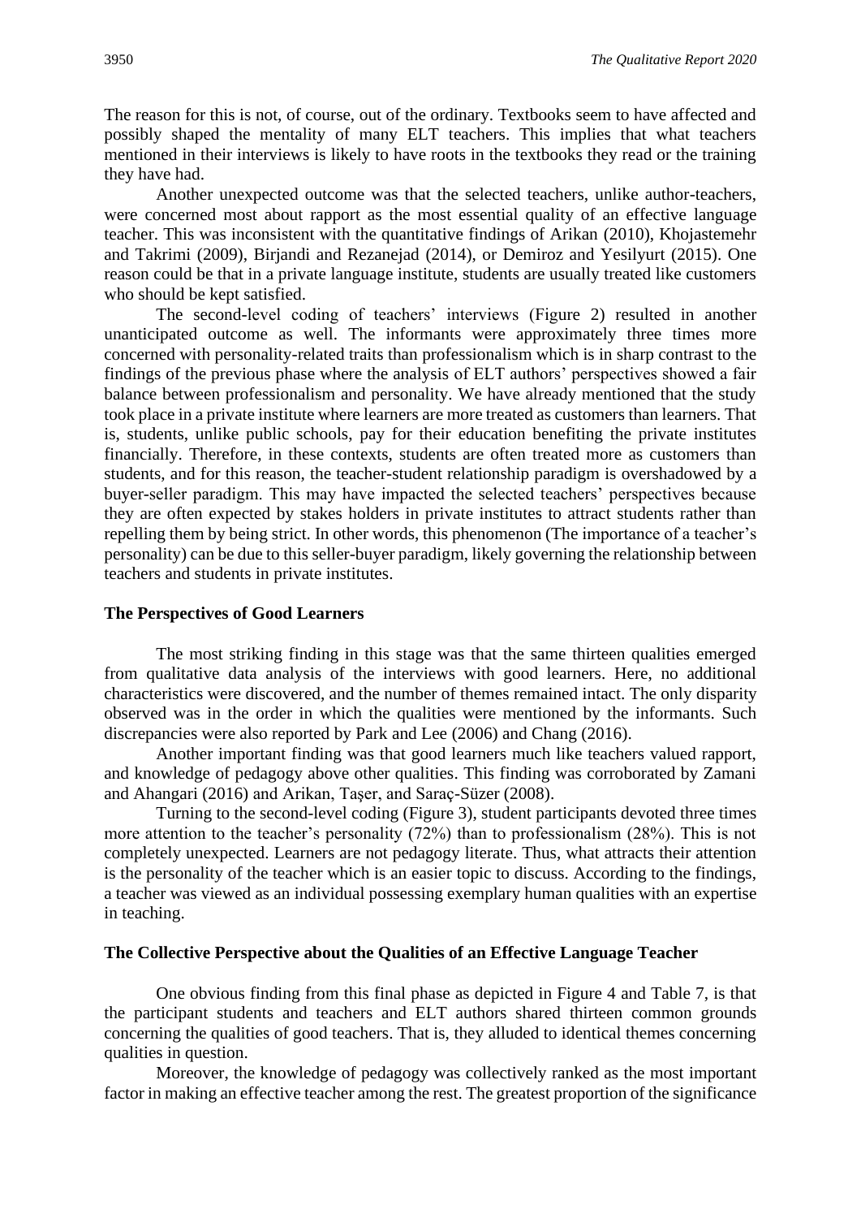The reason for this is not, of course, out of the ordinary. Textbooks seem to have affected and possibly shaped the mentality of many ELT teachers. This implies that what teachers mentioned in their interviews is likely to have roots in the textbooks they read or the training they have had.

Another unexpected outcome was that the selected teachers, unlike author-teachers, were concerned most about rapport as the most essential quality of an effective language teacher. This was inconsistent with the quantitative findings of Arikan (2010), Khojastemehr and Takrimi (2009), Birjandi and Rezanejad (2014), or Demiroz and Yesilyurt (2015). One reason could be that in a private language institute, students are usually treated like customers who should be kept satisfied.

The second-level coding of teachers' interviews (Figure 2) resulted in another unanticipated outcome as well. The informants were approximately three times more concerned with personality-related traits than professionalism which is in sharp contrast to the findings of the previous phase where the analysis of ELT authors' perspectives showed a fair balance between professionalism and personality. We have already mentioned that the study took place in a private institute where learners are more treated as customers than learners. That is, students, unlike public schools, pay for their education benefiting the private institutes financially. Therefore, in these contexts, students are often treated more as customers than students, and for this reason, the teacher-student relationship paradigm is overshadowed by a buyer-seller paradigm. This may have impacted the selected teachers' perspectives because they are often expected by stakes holders in private institutes to attract students rather than repelling them by being strict. In other words, this phenomenon (The importance of a teacher's personality) can be due to this seller-buyer paradigm, likely governing the relationship between teachers and students in private institutes.

### The Perspectives of Good Learners

The most striking finding in this stage was that the same thirteen qualities emerged from qualitative data analysis of the interviews with good learners. Here, no additional characteristics were discovered, and the number of themes remained intact. The only disparity observed was in the order in which the qualities were mentioned by the informants. Such discrepancies were also reported by Park and Lee (2006) and Chang (2016).

Another important finding was that good learners much like teachers valued rapport, and knowledge of pedagogy above other qualities. This finding was corroborated by Zamani and Ahangari (2016) and Arikan, Taşer, and Saraç-Süzer (2008).

Turning to the second-level coding (Figure 3), student participants devoted three times more attention to the teacher's personality (72%) than to professionalism (28%). This is not completely unexpected. Learners are not pedagogy literate. Thus, what attracts their attention is the personality of the teacher which is an easier topic to discuss. According to the findings, a teacher was viewed as an individual possessing exemplary human qualities with an expertise in teaching.

### The Collective Perspective about the Qualities of an Effective Language Teacher

One obvious finding from this final phase as depicted in Figure 4 and Table 7, is that the participant students and teachers and ELT authors shared thirteen common grounds concerning the qualities of good teachers. That is, they alluded to identical themes concerning qualities in question.

Moreover, the knowledge of pedagogy was collectively ranked as the most important factor in making an effective teacher among the rest. The greatest proportion of the significance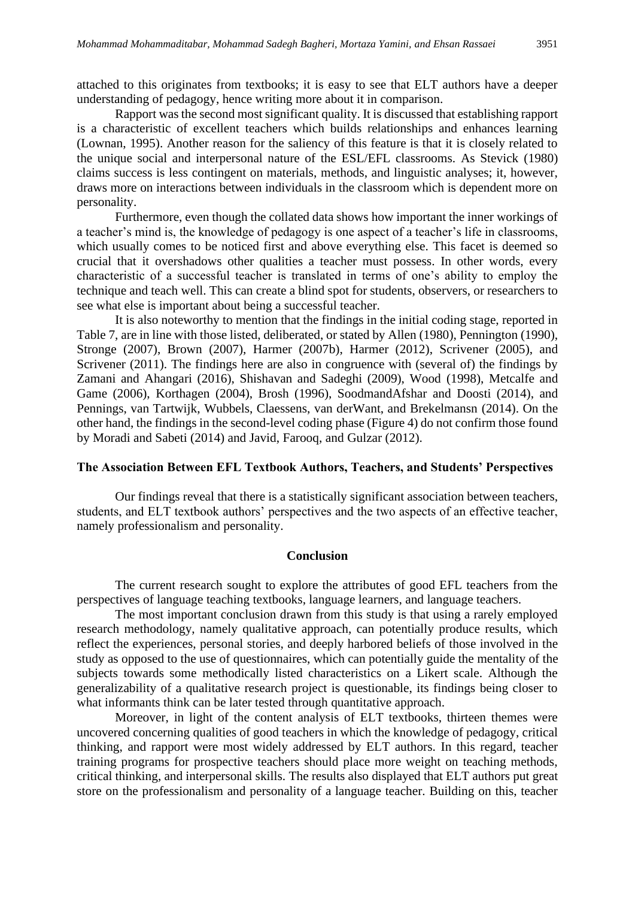attached to this originates from textbooks; it is easy to see that ELT authors have a deeper understanding of pedagogy, hence writing more about it in comparison.

Rapport was the second most significant quality. It is discussed that establishing rapport is a characteristic of excellent teachers which builds relationships and enhances learning (Lownan, 1995). Another reason for the saliency of this feature is that it is closely related to the unique social and interpersonal nature of the ESL/EFL classrooms. As Stevick (1980) claims success is less contingent on materials, methods, and linguistic analyses; it, however, draws more on interactions between individuals in the classroom which is dependent more on personality.

Furthermore, even though the collated data shows how important the inner workings of a teacher's mind is, the knowledge of pedagogy is one aspect of a teacher's life in classrooms, which usually comes to be noticed first and above everything else. This facet is deemed so crucial that it overshadows other qualities a teacher must possess. In other words, every characteristic of a successful teacher is translated in terms of one's ability to employ the technique and teach well. This can create a blind spot for students, observers, or researchers to see what else is important about being a successful teacher.

It is also noteworthy to mention that the findings in the initial coding stage, reported in Table 7, are in line with those listed, deliberated, or stated by Allen (1980), Pennington (1990), Stronge (2007), Brown (2007), Harmer (2007b), Harmer (2012), Scrivener (2005), and Scrivener (2011). The findings here are also in congruence with (several of) the findings by Zamani and Ahangari (2016), Shishavan and Sadeghi (2009), Wood (1998), Metcalfe and Game (2006), Korthagen (2004), Brosh (1996), SoodmandAfshar and Doosti (2014), and Pennings, van Tartwijk, Wubbels, Claessens, van derWant, and Brekelmansn (2014). On the other hand, the findings in the second-level coding phase (Figure 4) do not confirm those found by Moradi and Sabeti (2014) and Javid, Farooq, and Gulzar (2012).

### The Association Between EFL Textbook Authors, Teachers, and Students' Perspectives

Our findings reveal that there is a statistically significant association between teachers, students, and ELT textbook authors' perspectives and the two aspects of an effective teacher, namely professionalism and personality.

## Conclusion

The current research sought to explore the attributes of good EFL teachers from the perspectives of language teaching textbooks, language learners, and language teachers.

The most important conclusion drawn from this study is that using a rarely employed research methodology, namely qualitative approach, can potentially produce results, which reflect the experiences, personal stories, and deeply harbored beliefs of those involved in the study as opposed to the use of questionnaires, which can potentially guide the mentality of the subjects towards some methodically listed characteristics on a Likert scale. Although the generalizability of a qualitative research project is questionable, its findings being closer to what informants think can be later tested through quantitative approach.

Moreover, in light of the content analysis of ELT textbooks, thirteen themes were uncovered concerning qualities of good teachers in which the knowledge of pedagogy, critical thinking, and rapport were most widely addressed by ELT authors. In this regard, teacher training programs for prospective teachers should place more weight on teaching methods, critical thinking, and interpersonal skills. The results also displayed that ELT authors put great store on the professionalism and personality of a language teacher. Building on this, teacher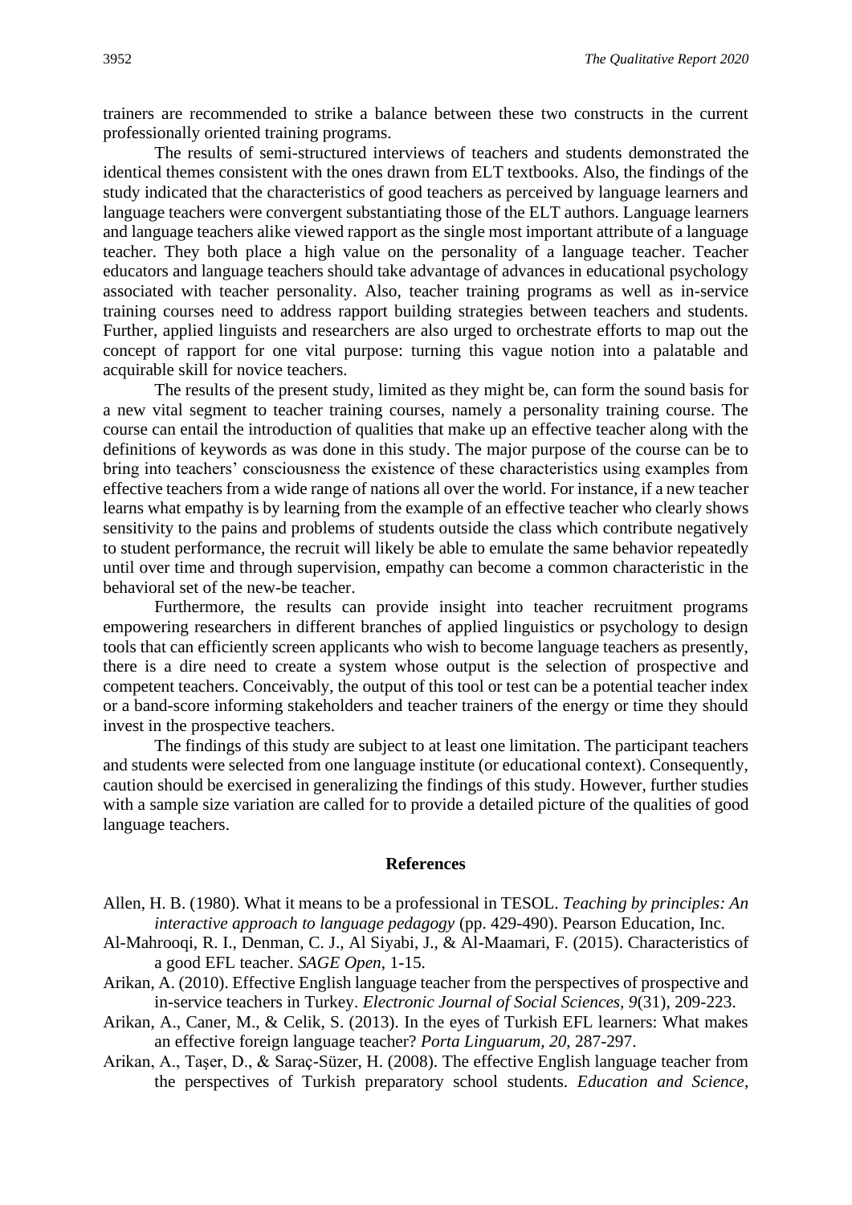trainers are recommended to strike a balance between these two constructs in the current professionally oriented training programs.

The results of semi-structured interviews of teachers and students demonstrated the identical themes consistent with the ones drawn from ELT textbooks. Also, the findings of the study indicated that the characteristics of good teachers as perceived by language learners and language teachers were convergent substantiating those of the ELT authors. Language learners and language teachers alike viewed rapport as the single most important attribute of a language teacher. They both place a high value on the personality of a language teacher. Teacher educators and language teachers should take advantage of advances in educational psychology associated with teacher personality. Also, teacher training programs as well as in-service training courses need to address rapport building strategies between teachers and students. Further, applied linguists and researchers are also urged to orchestrate efforts to map out the concept of rapport for one vital purpose: turning this vague notion into a palatable and acquirable skill for novice teachers.

The results of the present study, limited as they might be, can form the sound basis for a new vital segment to teacher training courses, namely a personality training course. The course can entail the introduction of qualities that make up an effective teacher along with the definitions of keywords as was done in this study. The major purpose of the course can be to bring into teachers' consciousness the existence of these characteristics using examples from effective teachers from a wide range of nations all over the world. For instance, if a new teacher learns what empathy is by learning from the example of an effective teacher who clearly shows sensitivity to the pains and problems of students outside the class which contribute negatively to student performance, the recruit will likely be able to emulate the same behavior repeatedly until over time and through supervision, empathy can become a common characteristic in the behavioral set of the new-be teacher.

Furthermore, the results can provide insight into teacher recruitment programs empowering researchers in different branches of applied linguistics or psychology to design tools that can efficiently screen applicants who wish to become language teachers as presently, there is a dire need to create a system whose output is the selection of prospective and competent teachers. Conceivably, the output of this tool or test can be a potential teacher index or a band-score informing stakeholders and teacher trainers of the energy or time they should invest in the prospective teachers.

The findings of this study are subject to at least one limitation. The participant teachers and students were selected from one language institute (or educational context). Consequently, caution should be exercised in generalizing the findings of this study. However, further studies with a sample size variation are called for to provide a detailed picture of the qualities of good language teachers.

## References

Allen, H. B. (1980). What it means to be a professional in TESOL. *Teaching by principles: An interactive approach to language pedagogy* (pp. 429-490). Pearson Education, Inc.

Al-Mahrooqi, R. I., Denman, C. J., Al Siyabi, J., & Al-Maamari, F. (2015). Characteristics of a good EFL teacher. *SAGE Open*, 1-15.

Arikan, A. (2010). Effective English language teacher from the perspectives of prospective and in-service teachers in Turkey. *Electronic Journal of Social Sciences, 9*(31), 209-223.

Arikan, A., Caner, M., & Celik, S. (2013). In the eyes of Turkish EFL learners: What makes an effective foreign language teacher? *Porta Linguarum, 20*, 287-297.

Arikan, A., Taşer, D., & Saraç-Süzer, H. (2008). The effective English language teacher from the perspectives of Turkish preparatory school students. *Education and Science*,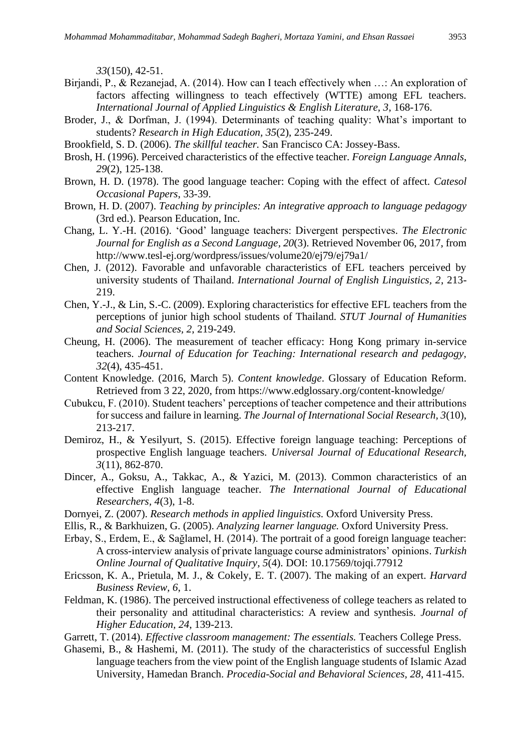*33*(150), 42-51.

Birjandi, P., & Rezanejad, A. (2014). How can I teach effectively when …: An exploration of factors affecting willingness to teach effectively (WTTE) among EFL teachers. *International Journal of Applied Linguistics & English Literature*, *3*, 168-176.

Broder, J., & Dorfman, J. (1994). Determinants of teaching quality: What's important to students? *Research in High Education, 35*(2), 235-249.

Brookfield, S. D. (2006). *The skillful teacher.* San Francisco CA: Jossey-Bass.

Brosh, H. (1996). Perceived characteristics of the effective teacher. *Foreign Language Annals*, *29*(2), 125-138.

Brown, H. D. (1978). The good language teacher: Coping with the effect of affect. *Catesol Occasional Papers*, 33-39.

Brown, H. D. (2007). *Teaching by principles: An integrative approach to language pedagogy* (3rd ed.). Pearson Education, Inc.

Chang, L. Y.-H. (2016). 'Good' language teachers: Divergent perspectives. *The Electronic Journal for English as a Second Language*, *20*(3). Retrieved November 06, 2017, from http://www.tesl-ej.org/wordpress/issues/volume20/ej79/ej79a1/

Chen, J. (2012). Favorable and unfavorable characteristics of EFL teachers perceived by university students of Thailand. *International Journal of English Linguistics, 2*, 213-219.

Chen, Y.-J., & Lin, S.-C. (2009). Exploring characteristics for effective EFL teachers from the perceptions of junior high school students of Thailand. *STUT Journal of Humanities and Social Sciences, 2*, 219-249.

Cheung, H. (2006). The measurement of teacher efficacy: Hong Kong primary in-service teachers. *Journal of Education for Teaching: International research and pedagogy*, *32*(4), 435-451.

Content Knowledge. (2016, March 5). *Content knowledge*. Glossary of Education Reform. Retrieved from 3 22, 2020, from https://www.edglossary.org/content-knowledge/

Cubukcu, F. (2010). Student teachers' perceptions of teacher competence and their attributions for success and failure in learning. *The Journal of International Social Research, 3*(10), 213-217.

Demiroz, H., & Yesilyurt, S. (2015). Effective foreign language teaching: Perceptions of prospective English language teachers. *Universal Journal of Educational Research*, *3*(11), 862-870.

Dincer, A., Goksu, A., Takkac, A., & Yazici, M. (2013). Common characteristics of an effective English language teacher. *The International Journal of Educational Researchers*, *4*(3), 1-8.

Dornyei, Z. (2007). *Research methods in applied linguistics.* Oxford University Press.

Ellis, R., & Barkhuizen, G. (2005). *Analyzing learner language.* Oxford University Press.

Erbay, S., Erdem, E., & Sağlamel, H. (2014). The portrait of a good foreign language teacher: A cross-interview analysis of private language course administrators' opinions. *Turkish Online Journal of Qualitative Inquiry*, *5*(4). DOI: 10.17569/tojqi.77912

Ericsson, K. A., Prietula, M. J., & Cokely, E. T. (2007). The making of an expert. *Harvard Business Review, 6*, 1.

Feldman, K. (1986). The perceived instructional effectiveness of college teachers as related to their personality and attitudinal characteristics: A review and synthesis. *Journal of Higher Education, 24*, 139-213.

Garrett, T. (2014). *Effective classroom management: The essentials.* Teachers College Press.

Ghasemi, B., & Hashemi, M. (2011). The study of the characteristics of successful English language teachers from the view point of the English language students of Islamic Azad University, Hamedan Branch. *Procedia-Social and Behavioral Sciences, 28*, 411-415.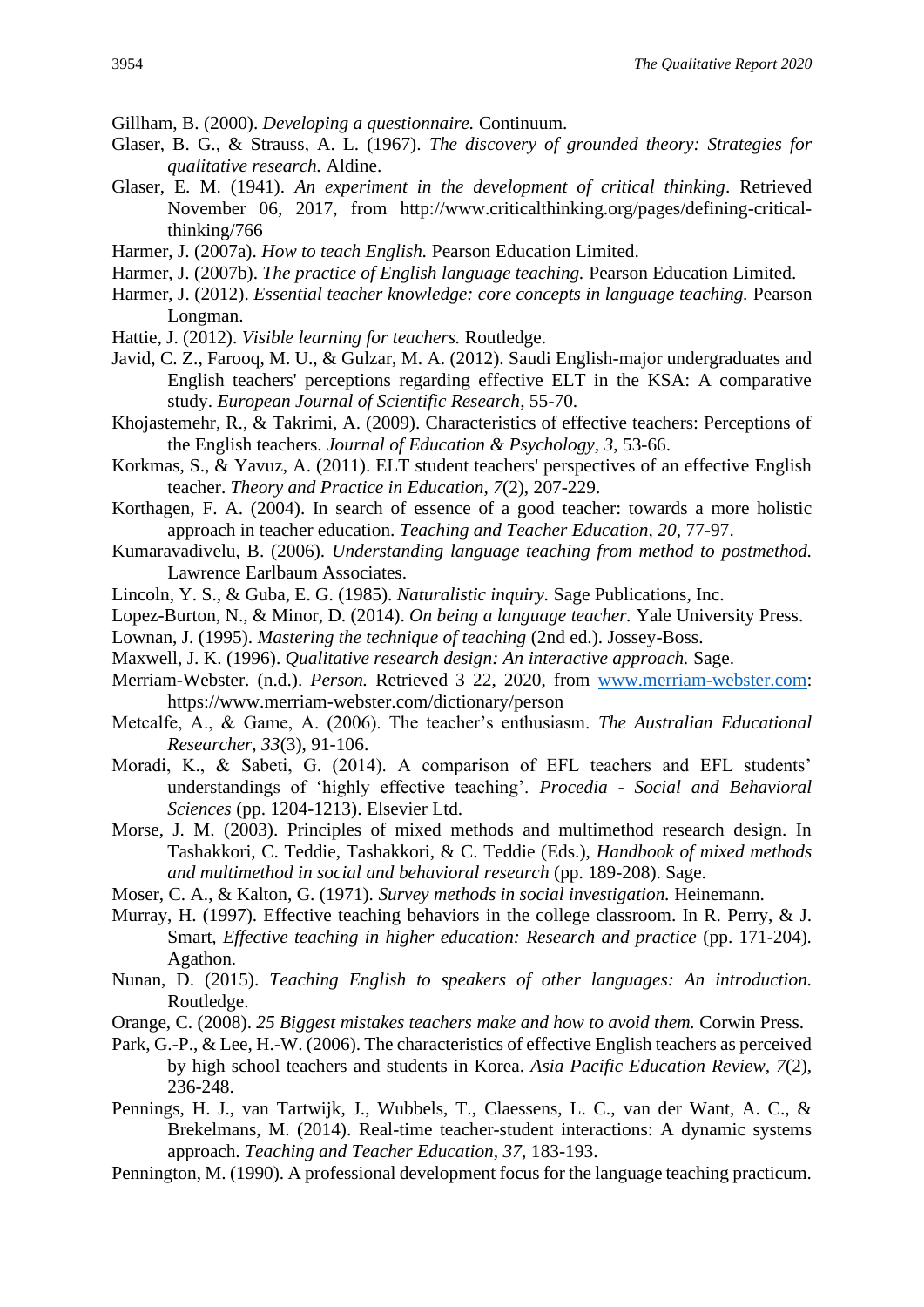Gillham, B. (2000). *Developing a questionnaire.* Continuum.

Glaser, B. G., & Strauss, A. L. (1967). *The discovery of grounded theory: Strategies for qualitative research.* Aldine.

Glaser, E. M. (1941). *An experiment in the development of critical thinking*. Retrieved November 06, 2017, from http://www.criticalthinking.org/pages/defining-critical-thinking/766

Harmer, J. (2007a). *How to teach English.* Pearson Education Limited.

Harmer, J. (2007b). *The practice of English language teaching.* Pearson Education Limited.

Harmer, J. (2012). *Essential teacher knowledge: core concepts in language teaching.* Pearson Longman.

Hattie, J. (2012). *Visible learning for teachers.* Routledge.

Javid, C. Z., Farooq, M. U., & Gulzar, M. A. (2012). Saudi English-major undergraduates and English teachers' perceptions regarding effective ELT in the KSA: A comparative study. *European Journal of Scientific Research*, 55-70.

Khojastemehr, R., & Takrimi, A. (2009). Characteristics of effective teachers: Perceptions of the English teachers. *Journal of Education & Psychology, 3*, 53-66.

Korkmas, S., & Yavuz, A. (2011). ELT student teachers' perspectives of an effective English teacher. *Theory and Practice in Education, 7*(2), 207-229.

Korthagen, F. A. (2004). In search of essence of a good teacher: towards a more holistic approach in teacher education. *Teaching and Teacher Education, 20*, 77-97.

Kumaravadivelu, B. (2006). *Understanding language teaching from method to postmethod.* Lawrence Earlbaum Associates.

Lincoln, Y. S., & Guba, E. G. (1985). *Naturalistic inquiry.* Sage Publications, Inc.

Lopez-Burton, N., & Minor, D. (2014). *On being a language teacher.* Yale University Press.

Lowman, J. (1995). *Mastering the technique of teaching* (2nd ed.). Jossey-Boss.

Maxwell, J. K. (1996). *Qualitative research design: An interactive approach.* Sage.

Merriam-Webster. (n.d.). *Person.* Retrieved 3 22, 2020, from www.merriam-webster.com: https://www.merriam-webster.com/dictionary/person

Metcalfe, A., & Game, A. (2006). The teacher's enthusiasm. *The Australian Educational Researcher, 33*(3), 91-106.

Moradi, K., & Sabeti, G. (2014). A comparison of EFL teachers and EFL students' understandings of 'highly effective teaching'. *Procedia - Social and Behavioral Sciences* (pp. 1204-1213). Elsevier Ltd.

Morse, J. M. (2003). Principles of mixed methods and multimethod research design. In Tashakkori, C. Teddie, Tashakkori, & C. Teddie (Eds.), *Handbook of mixed methods and multimethod in social and behavioral research* (pp. 189-208). Sage.

Moser, C. A., & Kalton, G. (1971). *Survey methods in social investigation.* Heinemann.

Murray, H. (1997). Effective teaching behaviors in the college classroom. In R. Perry, & J. Smart, *Effective teaching in higher education: Research and practice* (pp. 171-204). Agathon.

Nunan, D. (2015). *Teaching English to speakers of other languages: An introduction.* Routledge.

Orange, C. (2008). *25 Biggest mistakes teachers make and how to avoid them.* Corwin Press.

Park, G.-P., & Lee, H.-W. (2006). The characteristics of effective English teachers as perceived by high school teachers and students in Korea. *Asia Pacific Education Review, 7*(2), 236-248.

Pennings, H. J., van Tartwijk, J., Wubbels, T., Claessens, L. C., van der Want, A. C., & Brekelmans, M. (2014). Real-time teacher-student interactions: A dynamic systems approach. *Teaching and Teacher Education, 37*, 183-193.

Pennington, M. (1990). A professional development focus for the language teaching practicum.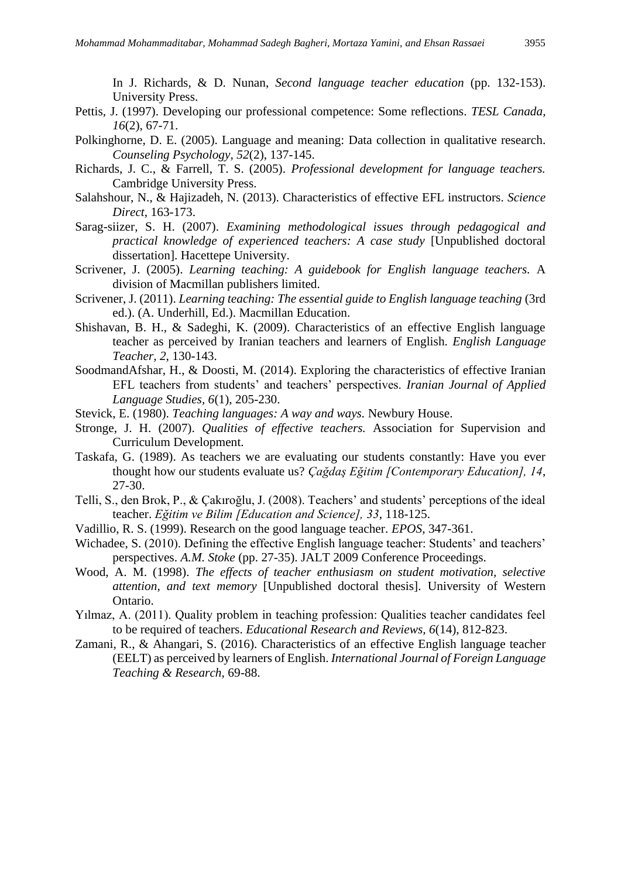In J. Richards, & D. Nunan, *Second language teacher education* (pp. 132-153). University Press.

Pettis, J. (1997). Developing our professional competence: Some reflections. *TESL Canada, 16*(2), 67-71.

Polkinghorne, D. E. (2005). Language and meaning: Data collection in qualitative research. *Counseling Psychology, 52*(2), 137-145.

Richards, J. C., & Farrell, T. S. (2005). *Professional development for language teachers.* Cambridge University Press.

Salahshour, N., & Hajizadeh, N. (2013). Characteristics of effective EFL instructors. *Science Direct*, 163-173.

Sarag-siizer, S. H. (2007). *Examining methodological issues through pedagogical and practical knowledge of experienced teachers: A case study* [Unpublished doctoral dissertation]. Hacettepe University.

Scrivener, J. (2005). *Learning teaching: A guidebook for English language teachers.* A division of Macmillan publishers limited.

Scrivener, J. (2011). *Learning teaching: The essential guide to English language teaching* (3rd ed.). (A. Underhill, Ed.). Macmillan Education.

Shishavan, B. H., & Sadeghi, K. (2009). Characteristics of an effective English language teacher as perceived by Iranian teachers and learners of English. *English Language Teacher, 2*, 130-143.

SoodmandAfshar, H., & Doosti, M. (2014). Exploring the characteristics of effective Iranian EFL teachers from students' and teachers' perspectives. *Iranian Journal of Applied Language Studies*, *6*(1), 205-230.

Stevick, E. (1980). *Teaching languages: A way and ways.* Newbury House.

Stronge, J. H. (2007). *Qualities of effective teachers.* Association for Supervision and Curriculum Development.

Taskafa, G. (1989). As teachers we are evaluating our students constantly: Have you ever thought how our students evaluate us? *Çağdaş Eğitim [Contemporary Education], 14*, 27-30.

Telli, S., den Brok, P., & Çakıroğlu, J. (2008). Teachers' and students' perceptions of the ideal teacher. *Eğitim ve Bilim [Education and Science], 33*, 118-125.

Vadillio, R. S. (1999). Research on the good language teacher. *EPOS*, 347-361.

Wichadee, S. (2010). Defining the effective English language teacher: Students' and teachers' perspectives. *A.M. Stoke* (pp. 27-35). JALT 2009 Conference Proceedings.

Wood, A. M. (1998). *The effects of teacher enthusiasm on student motivation, selective attention, and text memory* [Unpublished doctoral thesis]. University of Western Ontario.

Yılmaz, A. (2011). Quality problem in teaching profession: Qualities teacher candidates feel to be required of teachers. *Educational Research and Reviews, 6*(14), 812-823.

Zamani, R., & Ahangari, S. (2016). Characteristics of an effective English language teacher (EELT) as perceived by learners of English. *International Journal of Foreign Language Teaching & Research*, 69-88.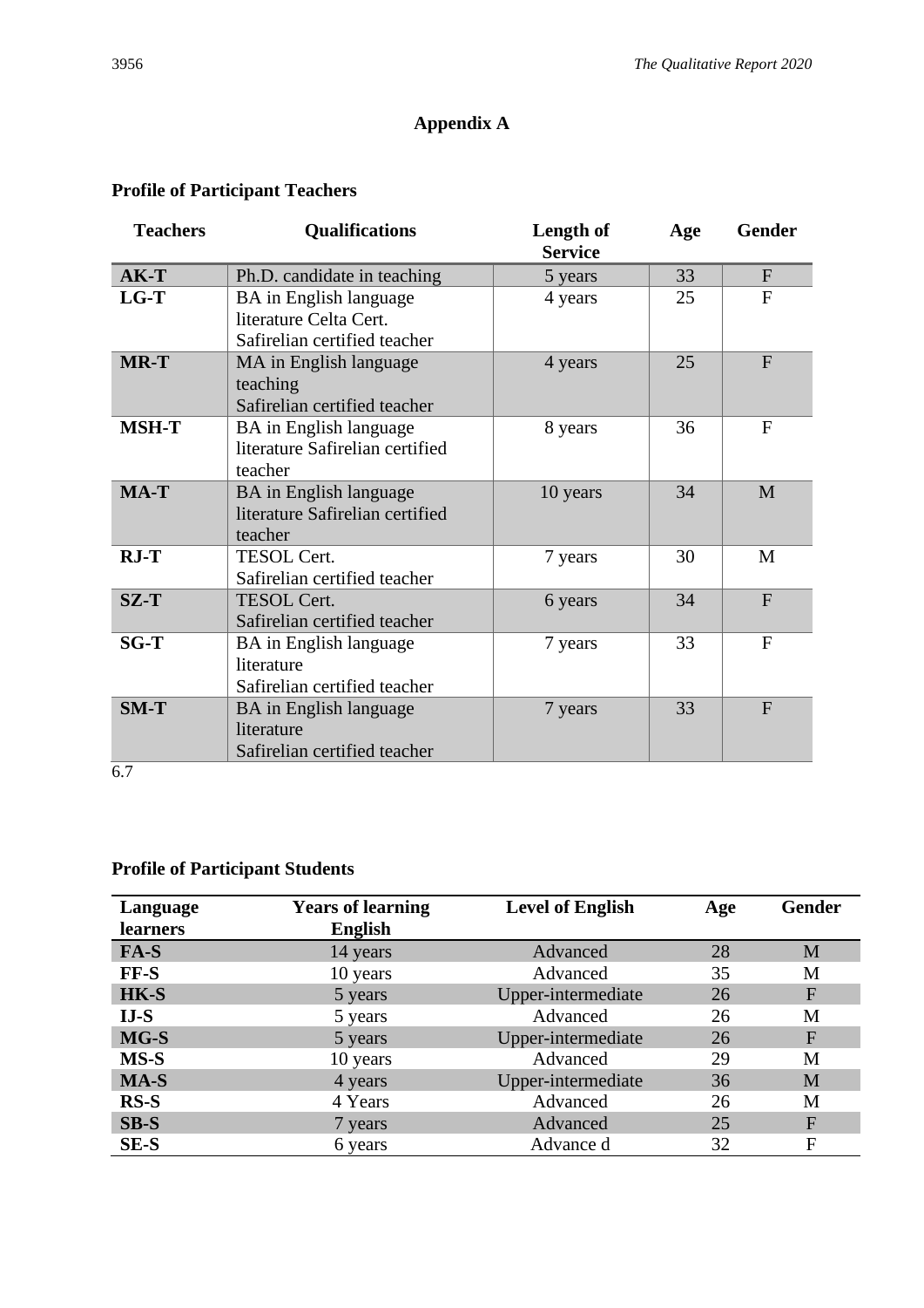# Appendix A

## Profile of Participant Teachers

| Teachers | Qualifications | Length of Service | Age | Gender |
|---|---|---|---|---|
| **AK-T** | Ph.D. candidate in teaching | 5 years | 33 | F |
| **LG-T** | BA in English language literature Celta Cert. Safirelian certified teacher | 4 years | 25 | F |
| **MR-T** | MA in English language teaching Safirelian certified teacher | 4 years | 25 | F |
| **MSH-T** | BA in English language literature Safirelian certified teacher | 8 years | 36 | F |
| **MA-T** | BA in English language literature Safirelian certified teacher | 10 years | 34 | M |
| **RJ-T** | TESOL Cert. Safirelian certified teacher | 7 years | 30 | M |
| **SZ-T** | TESOL Cert. Safirelian certified teacher | 6 years | 34 | F |
| **SG-T** | BA in English language literature Safirelian certified teacher | 7 years | 33 | F |
| **SM-T** | BA in English language literature Safirelian certified teacher | 7 years | 33 | F |

6.7

## Profile of Participant Students

| Language learners | Years of learning English | Level of English | Age | Gender |
|---|---|---|---|---|
| **FA-S** | 14 years | Advanced | 28 | M |
| **FF-S** | 10 years | Advanced | 35 | M |
| **HK-S** | 5 years | Upper-intermediate | 26 | F |
| **IJ-S** | 5 years | Advanced | 26 | M |
| **MG-S** | 5 years | Upper-intermediate | 26 | F |
| **MS-S** | 10 years | Advanced | 29 | M |
| **MA-S** | 4 years | Upper-intermediate | 36 | M |
| **RS-S** | 4 Years | Advanced | 26 | M |
| **SB-S** | 7 years | Advanced | 25 | F |
| **SE-S** | 6 years | Advance d | 32 | F |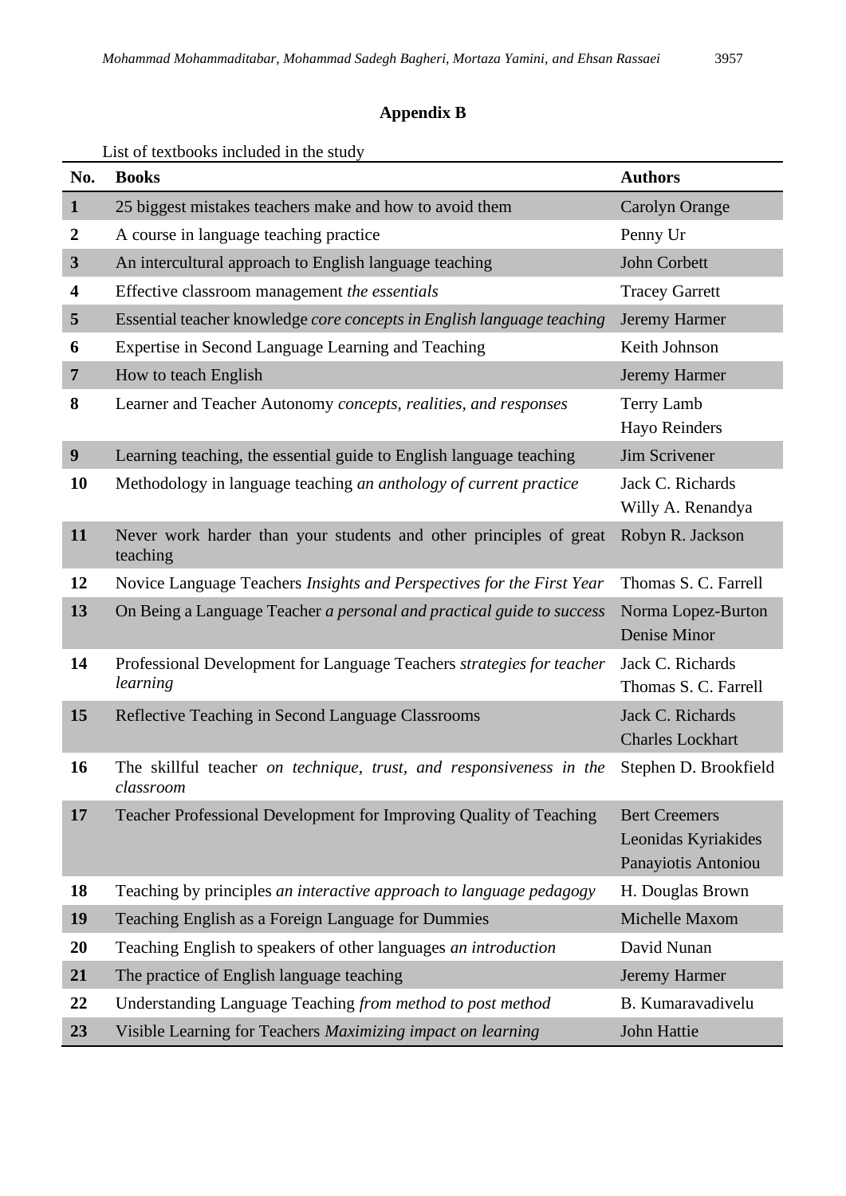## Appendix B

List of textbooks included in the study

| No. | Books | Authors |
|---|---|---|
| **1** | 25 biggest mistakes teachers make and how to avoid them | Carolyn Orange |
| **2** | A course in language teaching practice | Penny Ur |
| **3** | An intercultural approach to English language teaching | John Corbett |
| **4** | Effective classroom management *the essentials* | Tracey Garrett |
| **5** | Essential teacher knowledge *core concepts in English language teaching* | Jeremy Harmer |
| **6** | Expertise in Second Language Learning and Teaching | Keith Johnson |
| **7** | How to teach English | Jeremy Harmer |
| **8** | Learner and Teacher Autonomy *concepts, realities, and responses* | Terry Lamb<br>Hayo Reinders |
| **9** | Learning teaching, the essential guide to English language teaching | Jim Scrivener |
| **10** | Methodology in language teaching *an anthology of current practice* | Jack C. Richards<br>Willy A. Renandya |
| **11** | Never work harder than your students and other principles of great teaching | Robyn R. Jackson |
| **12** | Novice Language Teachers *Insights and Perspectives for the First Year* | Thomas S. C. Farrell |
| **13** | On Being a Language Teacher *a personal and practical guide to success* | Norma Lopez-Burton<br>Denise Minor |
| **14** | Professional Development for Language Teachers *strategies for teacher learning* | Jack C. Richards<br>Thomas S. C. Farrell |
| **15** | Reflective Teaching in Second Language Classrooms | Jack C. Richards<br>Charles Lockhart |
| **16** | The skillful teacher *on technique, trust, and responsiveness in the classroom* | Stephen D. Brookfield |
| **17** | Teacher Professional Development for Improving Quality of Teaching | Bert Creemers<br>Leonidas Kyriakides<br>Panayiotis Antoniou |
| **18** | Teaching by principles *an interactive approach to language pedagogy* | H. Douglas Brown |
| **19** | Teaching English as a Foreign Language for Dummies | Michelle Maxom |
| **20** | Teaching English to speakers of other languages *an introduction* | David Nunan |
| **21** | The practice of English language teaching | Jeremy Harmer |
| **22** | Understanding Language Teaching *from method to post method* | B. Kumaravadivelu |
| **23** | Visible Learning for Teachers *Maximizing impact on learning* | John Hattie |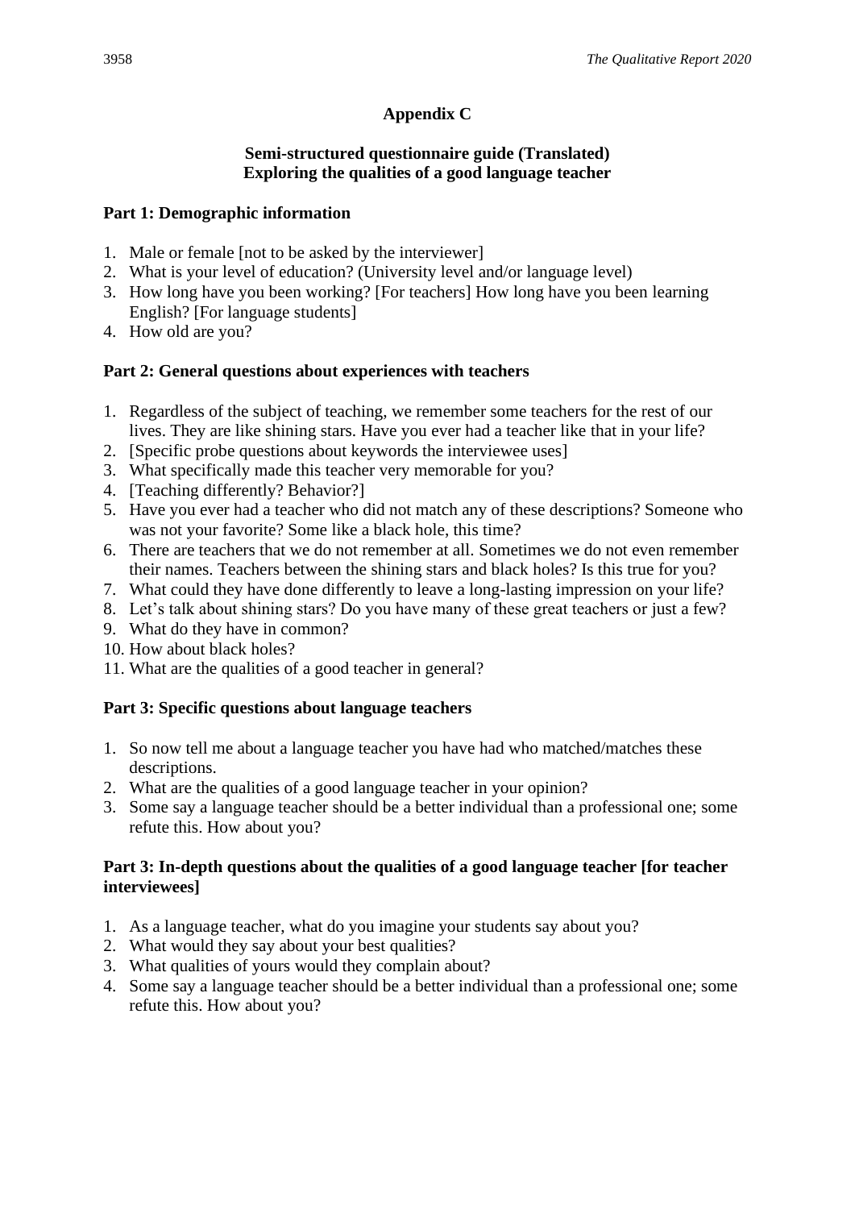## Appendix C

### Semi-structured questionnaire guide (Translated)
### Exploring the qualities of a good language teacher

**Part 1: Demographic information**

1. Male or female [not to be asked by the interviewer]
2. What is your level of education? (University level and/or language level)
3. How long have you been working? [For teachers] How long have you been learning English? [For language students]
4. How old are you?

**Part 2: General questions about experiences with teachers**

1. Regardless of the subject of teaching, we remember some teachers for the rest of our lives. They are like shining stars. Have you ever had a teacher like that in your life?
2. [Specific probe questions about keywords the interviewee uses]
3. What specifically made this teacher very memorable for you?
4. [Teaching differently? Behavior?]
5. Have you ever had a teacher who did not match any of these descriptions? Someone who was not your favorite? Some like a black hole, this time?
6. There are teachers that we do not remember at all. Sometimes we do not even remember their names. Teachers between the shining stars and black holes? Is this true for you?
7. What could they have done differently to leave a long-lasting impression on your life?
8. Let's talk about shining stars? Do you have many of these great teachers or just a few?
9. What do they have in common?
10. How about black holes?
11. What are the qualities of a good teacher in general?

**Part 3: Specific questions about language teachers**

1. So now tell me about a language teacher you have had who matched/matches these descriptions.
2. What are the qualities of a good language teacher in your opinion?
3. Some say a language teacher should be a better individual than a professional one; some refute this. How about you?

**Part 3: In-depth questions about the qualities of a good language teacher [for teacher interviewees]**

1. As a language teacher, what do you imagine your students say about you?
2. What would they say about your best qualities?
3. What qualities of yours would they complain about?
4. Some say a language teacher should be a better individual than a professional one; some refute this. How about you?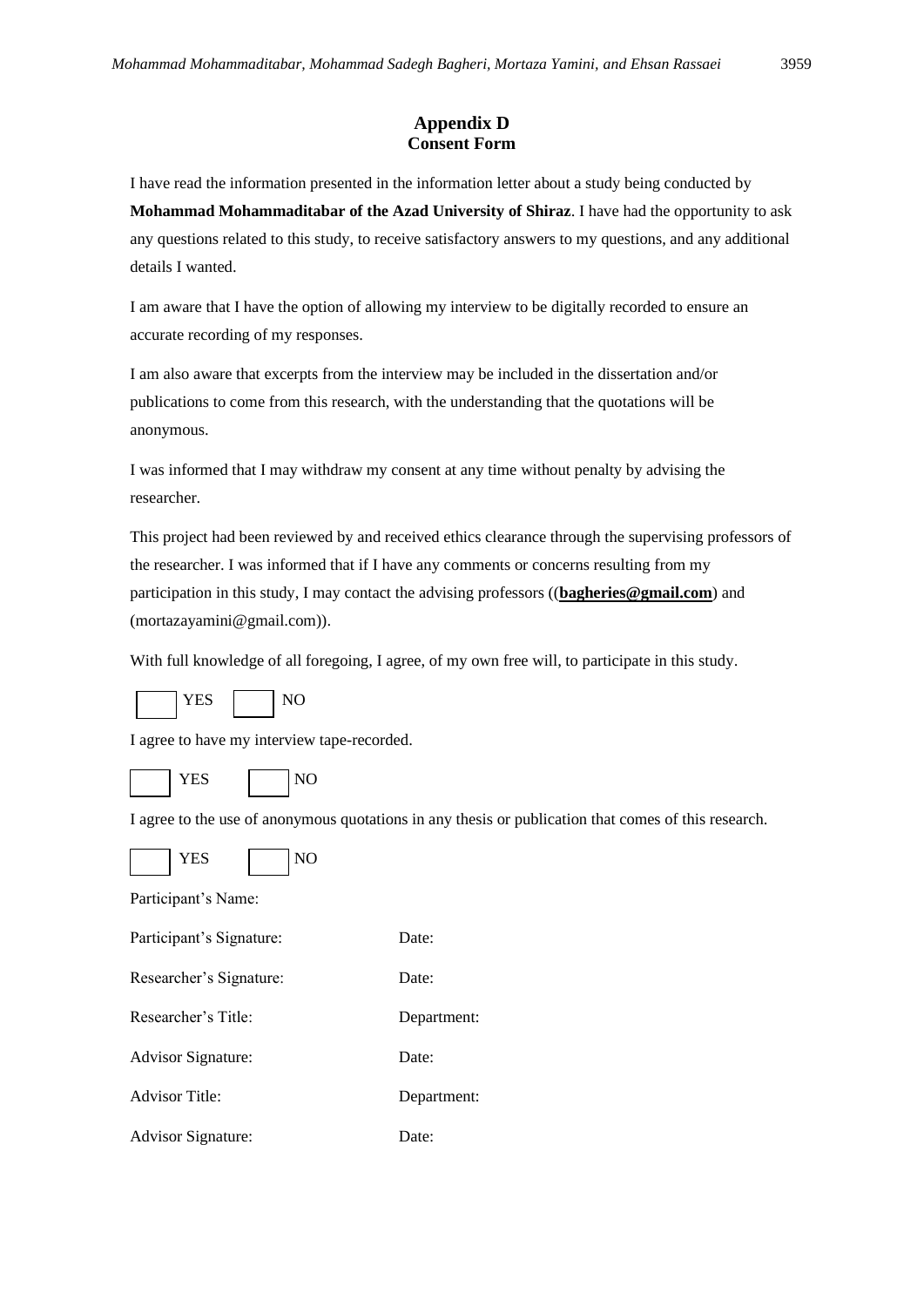# Appendix D
## Consent Form

I have read the information presented in the information letter about a study being conducted by **Mohammad Mohammaditabar of the Azad University of Shiraz**. I have had the opportunity to ask any questions related to this study, to receive satisfactory answers to my questions, and any additional details I wanted.

I am aware that I have the option of allowing my interview to be digitally recorded to ensure an accurate recording of my responses.

I am also aware that excerpts from the interview may be included in the dissertation and/or publications to come from this research, with the understanding that the quotations will be anonymous.

I was informed that I may withdraw my consent at any time without penalty by advising the researcher.

This project had been reviewed by and received ethics clearance through the supervising professors of the researcher. I was informed that if I have any comments or concerns resulting from my participation in this study, I may contact the advising professors ((**bagheries@gmail.com**) and (mortazayamini@gmail.com)).

With full knowledge of all foregoing, I agree, of my own free will, to participate in this study.

☐ YES ☐ NO

I agree to have my interview tape-recorded.

☐ YES ☐ NO

I agree to the use of anonymous quotations in any thesis or publication that comes of this research.

☐ YES ☐ NO

Participant's Name:

Participant's Signature: Date:

Researcher's Signature: Date:

Researcher's Title: Department:

Advisor Signature: Date:

Advisor Title: Department:

Advisor Signature: Date: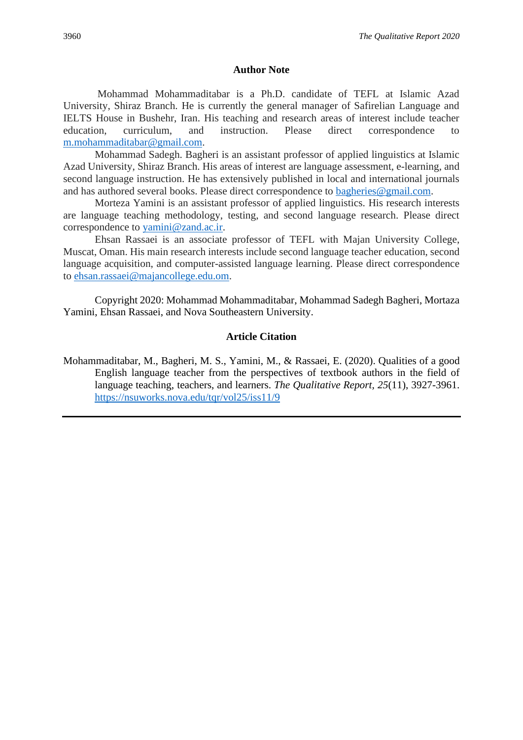## Author Note

Mohammad Mohammaditabar is a Ph.D. candidate of TEFL at Islamic Azad University, Shiraz Branch. He is currently the general manager of Safirelian Language and IELTS House in Bushehr, Iran. His teaching and research areas of interest include teacher education, curriculum, and instruction. Please direct correspondence to m.mohammaditabar@gmail.com.

Mohammad Sadegh. Bagheri is an assistant professor of applied linguistics at Islamic Azad University, Shiraz Branch. His areas of interest are language assessment, e-learning, and second language instruction. He has extensively published in local and international journals and has authored several books. Please direct correspondence to bagheries@gmail.com.

Morteza Yamini is an assistant professor of applied linguistics. His research interests are language teaching methodology, testing, and second language research. Please direct correspondence to yamini@zand.ac.ir.

Ehsan Rassaei is an associate professor of TEFL with Majan University College, Muscat, Oman. His main research interests include second language teacher education, second language acquisition, and computer-assisted language learning. Please direct correspondence to ehsan.rassaei@majancollege.edu.om.

Copyright 2020: Mohammad Mohammaditabar, Mohammad Sadegh Bagheri, Mortaza Yamini, Ehsan Rassaei, and Nova Southeastern University.

## Article Citation

Mohammaditabar, M., Bagheri, M. S., Yamini, M., & Rassaei, E. (2020). Qualities of a good English language teacher from the perspectives of textbook authors in the field of language teaching, teachers, and learners. *The Qualitative Report*, *25*(11), 3927-3961. https://nsuworks.nova.edu/tqr/vol25/iss11/9